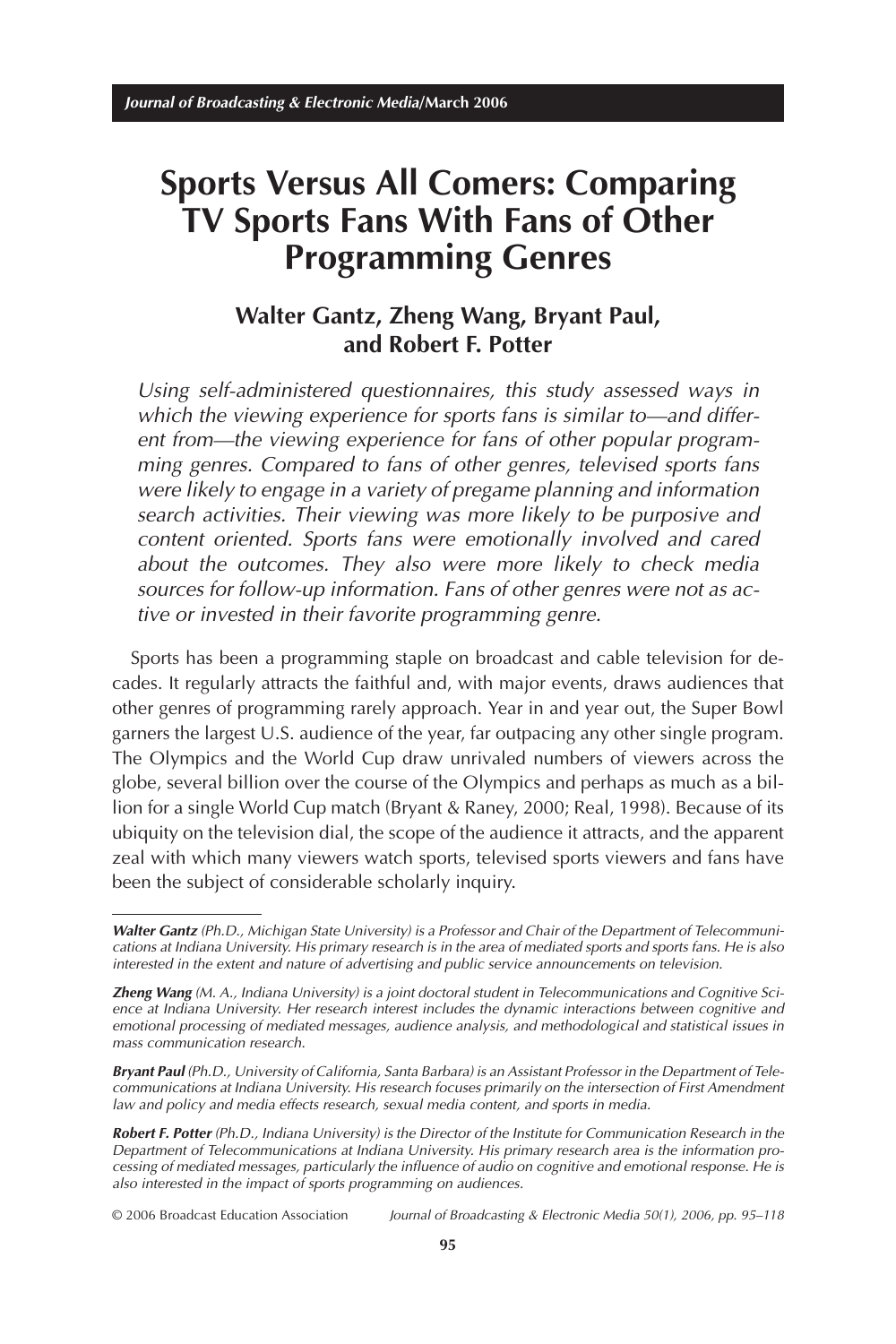# Sports Versus All Comers: Comparing TV Sports Fans With Fans of Other Programming Genres

## Walter Gantz, Zheng Wang, Bryant Paul, and Robert F. Potter

*Using self-administered questionnaires, this study assessed ways in which the viewing experience for sports fans is similar to—and different from—the viewing experience for fans of other popular programming genres. Compared to fans of other genres, televised sports fans were likely to engage in a variety of pregame planning and information search activities. Their viewing was more likely to be purposive and content oriented. Sports fans were emotionally involved and cared about the outcomes. They also were more likely to check media sources for follow-up information. Fans of other genres were not as active or invested in their favorite programming genre.*

Sports has been a programming staple on broadcast and cable television for decades. It regularly attracts the faithful and, with major events, draws audiences that other genres of programming rarely approach. Year in and year out, the Super Bowl garners the largest U.S. audience of the year, far outpacing any other single program. The Olympics and the World Cup draw unrivaled numbers of viewers across the globe, several billion over the course of the Olympics and perhaps as much as a billion for a single World Cup match (Bryant & Raney, 2000; Real, 1998). Because of its ubiquity on the television dial, the scope of the audience it attracts, and the apparent zeal with which many viewers watch sports, televised sports viewers and fans have been the subject of considerable scholarly inquiry.

---

***Walter Gantz** (Ph.D., Michigan State University) is a Professor and Chair of the Department of Telecommunications at Indiana University. His primary research is in the area of mediated sports and sports fans. He is also interested in the extent and nature of advertising and public service announcements on television.*

***Zheng Wang** (M. A., Indiana University) is a joint doctoral student in Telecommunications and Cognitive Science at Indiana University. Her research interest includes the dynamic interactions between cognitive and emotional processing of mediated messages, audience analysis, and methodological and statistical issues in mass communication research.*

***Bryant Paul** (Ph.D., University of California, Santa Barbara) is an Assistant Professor in the Department of Telecommunications at Indiana University. His research focuses primarily on the intersection of First Amendment law and policy and media effects research, sexual media content, and sports in media.*

***Robert F. Potter** (Ph.D., Indiana University) is the Director of the Institute for Communication Research in the Department of Telecommunications at Indiana University. His primary research area is the information processing of mediated messages, particularly the influence of audio on cognitive and emotional response. He is also interested in the impact of sports programming on audiences.*

© 2006 Broadcast Education Association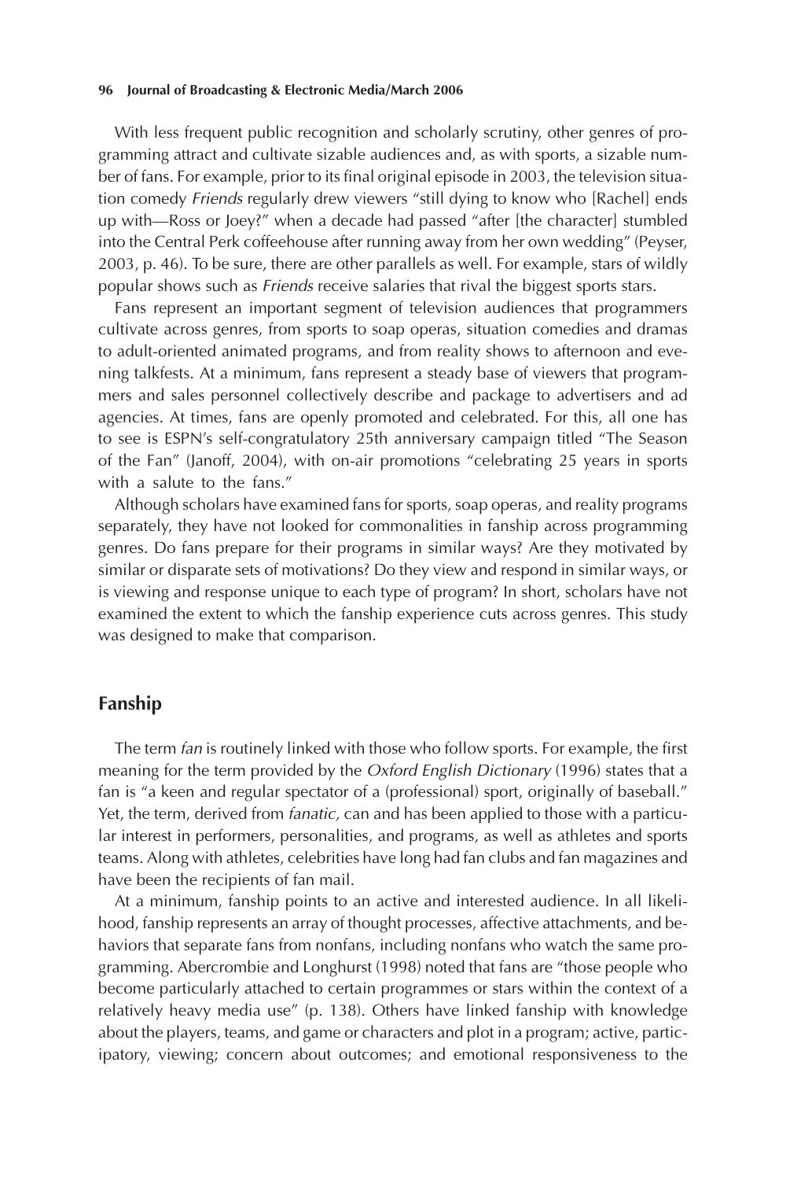With less frequent public recognition and scholarly scrutiny, other genres of programming attract and cultivate sizable audiences and, as with sports, a sizable number of fans. For example, prior to its final original episode in 2003, the television situation comedy *Friends* regularly drew viewers "still dying to know who [Rachel] ends up with—Ross or Joey?" when a decade had passed "after [the character] stumbled into the Central Perk coffeehouse after running away from her own wedding" (Peyser, 2003, p. 46). To be sure, there are other parallels as well. For example, stars of wildly popular shows such as *Friends* receive salaries that rival the biggest sports stars.

Fans represent an important segment of television audiences that programmers cultivate across genres, from sports to soap operas, situation comedies and dramas to adult-oriented animated programs, and from reality shows to afternoon and evening talkfests. At a minimum, fans represent a steady base of viewers that programmers and sales personnel collectively describe and package to advertisers and ad agencies. At times, fans are openly promoted and celebrated. For this, all one has to see is ESPN's self-congratulatory 25th anniversary campaign titled "The Season of the Fan" (Janoff, 2004), with on-air promotions "celebrating 25 years in sports with a salute to the fans."

Although scholars have examined fans for sports, soap operas, and reality programs separately, they have not looked for commonalities in fanship across programming genres. Do fans prepare for their programs in similar ways? Are they motivated by similar or disparate sets of motivations? Do they view and respond in similar ways, or is viewing and response unique to each type of program? In short, scholars have not examined the extent to which the fanship experience cuts across genres. This study was designed to make that comparison.

## Fanship

The term *fan* is routinely linked with those who follow sports. For example, the first meaning for the term provided by the *Oxford English Dictionary* (1996) states that a fan is "a keen and regular spectator of a (professional) sport, originally of baseball." Yet, the term, derived from *fanatic,* can and has been applied to those with a particular interest in performers, personalities, and programs, as well as athletes and sports teams. Along with athletes, celebrities have long had fan clubs and fan magazines and have been the recipients of fan mail.

At a minimum, fanship points to an active and interested audience. In all likelihood, fanship represents an array of thought processes, affective attachments, and behaviors that separate fans from nonfans, including nonfans who watch the same programming. Abercrombie and Longhurst (1998) noted that fans are "those people who become particularly attached to certain programmes or stars within the context of a relatively heavy media use" (p. 138). Others have linked fanship with knowledge about the players, teams, and game or characters and plot in a program; active, participatory, viewing; concern about outcomes; and emotional responsiveness to the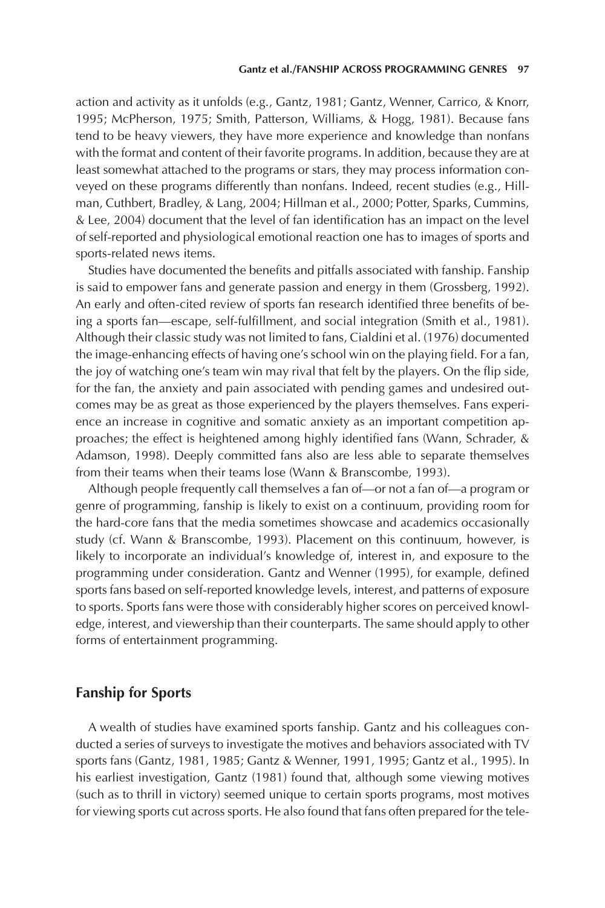action and activity as it unfolds (e.g., Gantz, 1981; Gantz, Wenner, Carrico, & Knorr, 1995; McPherson, 1975; Smith, Patterson, Williams, & Hogg, 1981). Because fans tend to be heavy viewers, they have more experience and knowledge than nonfans with the format and content of their favorite programs. In addition, because they are at least somewhat attached to the programs or stars, they may process information conveyed on these programs differently than nonfans. Indeed, recent studies (e.g., Hillman, Cuthbert, Bradley, & Lang, 2004; Hillman et al., 2000; Potter, Sparks, Cummins, & Lee, 2004) document that the level of fan identification has an impact on the level of self-reported and physiological emotional reaction one has to images of sports and sports-related news items.

Studies have documented the benefits and pitfalls associated with fanship. Fanship is said to empower fans and generate passion and energy in them (Grossberg, 1992). An early and often-cited review of sports fan research identified three benefits of being a sports fan—escape, self-fulfillment, and social integration (Smith et al., 1981). Although their classic study was not limited to fans, Cialdini et al. (1976) documented the image-enhancing effects of having one's school win on the playing field. For a fan, the joy of watching one's team win may rival that felt by the players. On the flip side, for the fan, the anxiety and pain associated with pending games and undesired outcomes may be as great as those experienced by the players themselves. Fans experience an increase in cognitive and somatic anxiety as an important competition approaches; the effect is heightened among highly identified fans (Wann, Schrader, & Adamson, 1998). Deeply committed fans also are less able to separate themselves from their teams when their teams lose (Wann & Branscombe, 1993).

Although people frequently call themselves a fan of—or not a fan of—a program or genre of programming, fanship is likely to exist on a continuum, providing room for the hard-core fans that the media sometimes showcase and academics occasionally study (cf. Wann & Branscombe, 1993). Placement on this continuum, however, is likely to incorporate an individual's knowledge of, interest in, and exposure to the programming under consideration. Gantz and Wenner (1995), for example, defined sports fans based on self-reported knowledge levels, interest, and patterns of exposure to sports. Sports fans were those with considerably higher scores on perceived knowledge, interest, and viewership than their counterparts. The same should apply to other forms of entertainment programming.

## Fanship for Sports

A wealth of studies have examined sports fanship. Gantz and his colleagues conducted a series of surveys to investigate the motives and behaviors associated with TV sports fans (Gantz, 1981, 1985; Gantz & Wenner, 1991, 1995; Gantz et al., 1995). In his earliest investigation, Gantz (1981) found that, although some viewing motives (such as to thrill in victory) seemed unique to certain sports programs, most motives for viewing sports cut across sports. He also found that fans often prepared for the tele-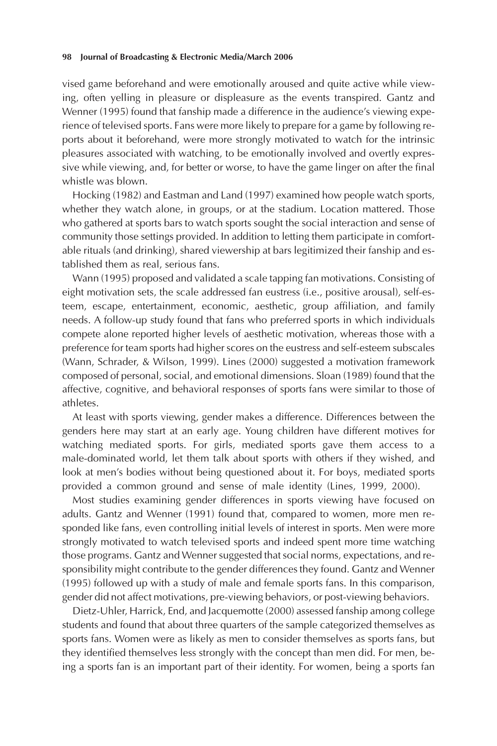vised game beforehand and were emotionally aroused and quite active while viewing, often yelling in pleasure or displeasure as the events transpired. Gantz and Wenner (1995) found that fanship made a difference in the audience's viewing experience of televised sports. Fans were more likely to prepare for a game by following reports about it beforehand, were more strongly motivated to watch for the intrinsic pleasures associated with watching, to be emotionally involved and overtly expressive while viewing, and, for better or worse, to have the game linger on after the final whistle was blown.

Hocking (1982) and Eastman and Land (1997) examined how people watch sports, whether they watch alone, in groups, or at the stadium. Location mattered. Those who gathered at sports bars to watch sports sought the social interaction and sense of community those settings provided. In addition to letting them participate in comfortable rituals (and drinking), shared viewership at bars legitimized their fanship and established them as real, serious fans.

Wann (1995) proposed and validated a scale tapping fan motivations. Consisting of eight motivation sets, the scale addressed fan eustress (i.e., positive arousal), self-esteem, escape, entertainment, economic, aesthetic, group affiliation, and family needs. A follow-up study found that fans who preferred sports in which individuals compete alone reported higher levels of aesthetic motivation, whereas those with a preference for team sports had higher scores on the eustress and self-esteem subscales (Wann, Schrader, & Wilson, 1999). Lines (2000) suggested a motivation framework composed of personal, social, and emotional dimensions. Sloan (1989) found that the affective, cognitive, and behavioral responses of sports fans were similar to those of athletes.

At least with sports viewing, gender makes a difference. Differences between the genders here may start at an early age. Young children have different motives for watching mediated sports. For girls, mediated sports gave them access to a male-dominated world, let them talk about sports with others if they wished, and look at men's bodies without being questioned about it. For boys, mediated sports provided a common ground and sense of male identity (Lines, 1999, 2000).

Most studies examining gender differences in sports viewing have focused on adults. Gantz and Wenner (1991) found that, compared to women, more men responded like fans, even controlling initial levels of interest in sports. Men were more strongly motivated to watch televised sports and indeed spent more time watching those programs. Gantz and Wenner suggested that social norms, expectations, and responsibility might contribute to the gender differences they found. Gantz and Wenner (1995) followed up with a study of male and female sports fans. In this comparison, gender did not affect motivations, pre-viewing behaviors, or post-viewing behaviors.

Dietz-Uhler, Harrick, End, and Jacquemotte (2000) assessed fanship among college students and found that about three quarters of the sample categorized themselves as sports fans. Women were as likely as men to consider themselves as sports fans, but they identified themselves less strongly with the concept than men did. For men, being a sports fan is an important part of their identity. For women, being a sports fan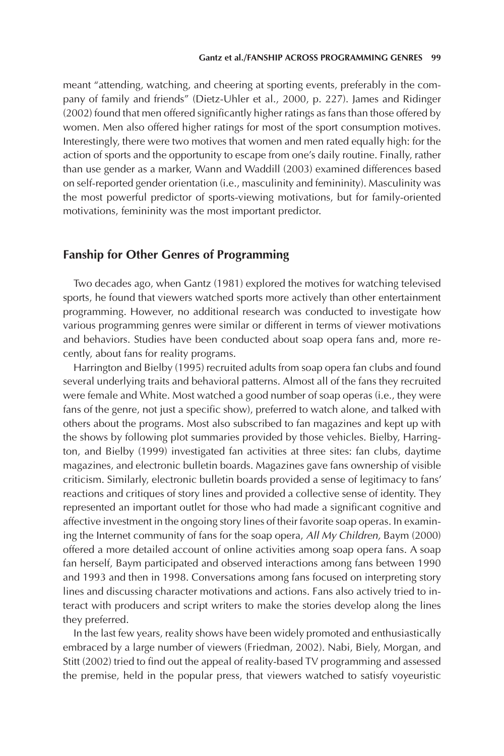meant "attending, watching, and cheering at sporting events, preferably in the company of family and friends" (Dietz-Uhler et al., 2000, p. 227). James and Ridinger (2002) found that men offered significantly higher ratings as fans than those offered by women. Men also offered higher ratings for most of the sport consumption motives. Interestingly, there were two motives that women and men rated equally high: for the action of sports and the opportunity to escape from one's daily routine. Finally, rather than use gender as a marker, Wann and Waddill (2003) examined differences based on self-reported gender orientation (i.e., masculinity and femininity). Masculinity was the most powerful predictor of sports-viewing motivations, but for family-oriented motivations, femininity was the most important predictor.

## Fanship for Other Genres of Programming

Two decades ago, when Gantz (1981) explored the motives for watching televised sports, he found that viewers watched sports more actively than other entertainment programming. However, no additional research was conducted to investigate how various programming genres were similar or different in terms of viewer motivations and behaviors. Studies have been conducted about soap opera fans and, more recently, about fans for reality programs.

Harrington and Bielby (1995) recruited adults from soap opera fan clubs and found several underlying traits and behavioral patterns. Almost all of the fans they recruited were female and White. Most watched a good number of soap operas (i.e., they were fans of the genre, not just a specific show), preferred to watch alone, and talked with others about the programs. Most also subscribed to fan magazines and kept up with the shows by following plot summaries provided by those vehicles. Bielby, Harrington, and Bielby (1999) investigated fan activities at three sites: fan clubs, daytime magazines, and electronic bulletin boards. Magazines gave fans ownership of visible criticism. Similarly, electronic bulletin boards provided a sense of legitimacy to fans' reactions and critiques of story lines and provided a collective sense of identity. They represented an important outlet for those who had made a significant cognitive and affective investment in the ongoing story lines of their favorite soap operas. In examining the Internet community of fans for the soap opera, *All My Children,* Baym (2000) offered a more detailed account of online activities among soap opera fans. A soap fan herself, Baym participated and observed interactions among fans between 1990 and 1993 and then in 1998. Conversations among fans focused on interpreting story lines and discussing character motivations and actions. Fans also actively tried to interact with producers and script writers to make the stories develop along the lines they preferred.

In the last few years, reality shows have been widely promoted and enthusiastically embraced by a large number of viewers (Friedman, 2002). Nabi, Biely, Morgan, and Stitt (2002) tried to find out the appeal of reality-based TV programming and assessed the premise, held in the popular press, that viewers watched to satisfy voyeuristic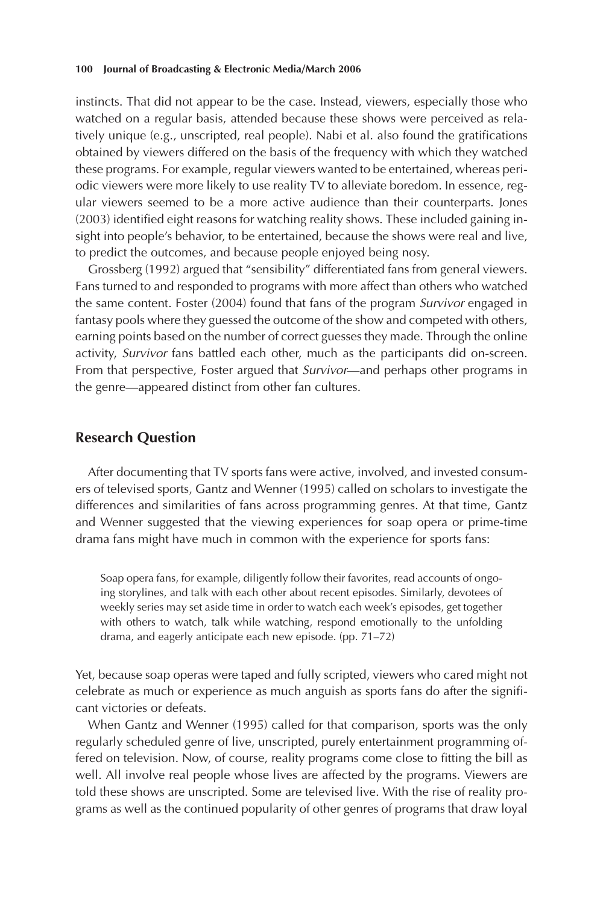instincts. That did not appear to be the case. Instead, viewers, especially those who watched on a regular basis, attended because these shows were perceived as relatively unique (e.g., unscripted, real people). Nabi et al. also found the gratifications obtained by viewers differed on the basis of the frequency with which they watched these programs. For example, regular viewers wanted to be entertained, whereas periodic viewers were more likely to use reality TV to alleviate boredom. In essence, regular viewers seemed to be a more active audience than their counterparts. Jones (2003) identified eight reasons for watching reality shows. These included gaining insight into people's behavior, to be entertained, because the shows were real and live, to predict the outcomes, and because people enjoyed being nosy.

Grossberg (1992) argued that "sensibility" differentiated fans from general viewers. Fans turned to and responded to programs with more affect than others who watched the same content. Foster (2004) found that fans of the program *Survivor* engaged in fantasy pools where they guessed the outcome of the show and competed with others, earning points based on the number of correct guesses they made. Through the online activity, *Survivor* fans battled each other, much as the participants did on-screen. From that perspective, Foster argued that *Survivor*—and perhaps other programs in the genre—appeared distinct from other fan cultures.

## Research Question

After documenting that TV sports fans were active, involved, and invested consumers of televised sports, Gantz and Wenner (1995) called on scholars to investigate the differences and similarities of fans across programming genres. At that time, Gantz and Wenner suggested that the viewing experiences for soap opera or prime-time drama fans might have much in common with the experience for sports fans:

> Soap opera fans, for example, diligently follow their favorites, read accounts of ongoing storylines, and talk with each other about recent episodes. Similarly, devotees of weekly series may set aside time in order to watch each week's episodes, get together with others to watch, talk while watching, respond emotionally to the unfolding drama, and eagerly anticipate each new episode. (pp. 71–72)

Yet, because soap operas were taped and fully scripted, viewers who cared might not celebrate as much or experience as much anguish as sports fans do after the significant victories or defeats.

When Gantz and Wenner (1995) called for that comparison, sports was the only regularly scheduled genre of live, unscripted, purely entertainment programming offered on television. Now, of course, reality programs come close to fitting the bill as well. All involve real people whose lives are affected by the programs. Viewers are told these shows are unscripted. Some are televised live. With the rise of reality programs as well as the continued popularity of other genres of programs that draw loyal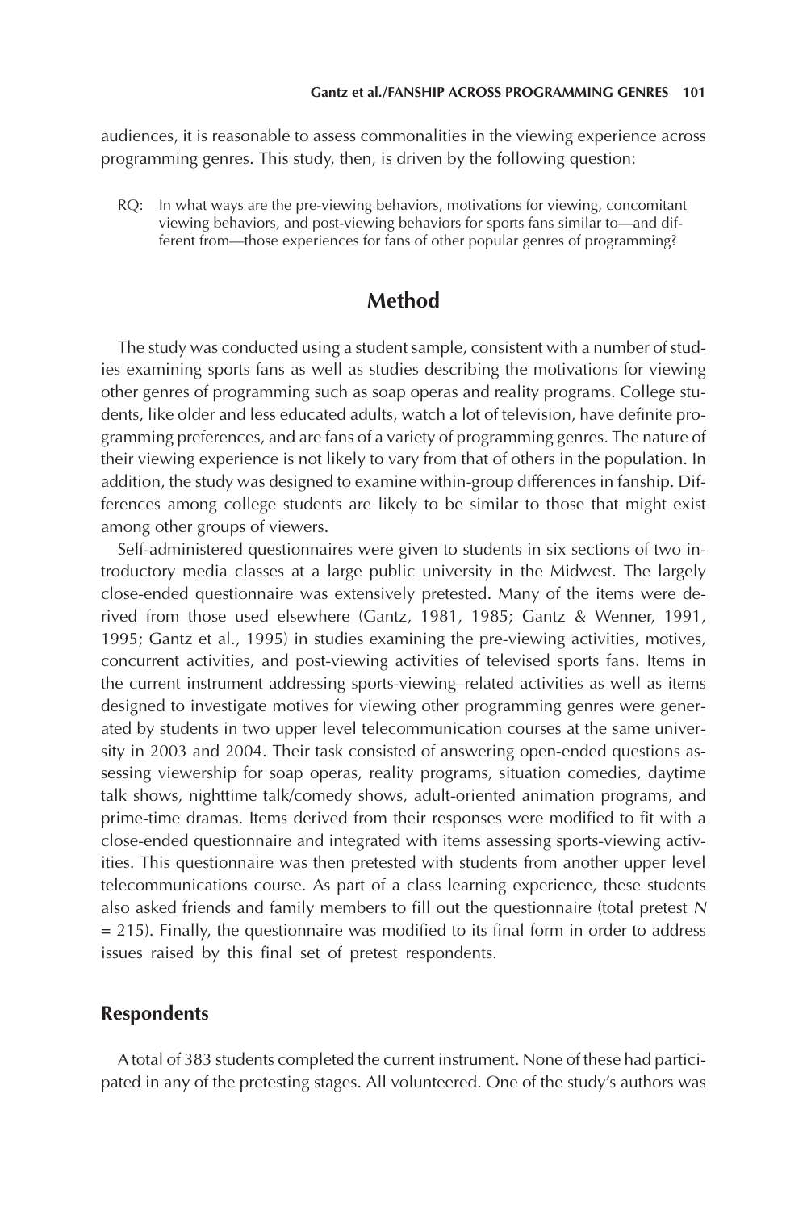audiences, it is reasonable to assess commonalities in the viewing experience across programming genres. This study, then, is driven by the following question:

> RQ: In what ways are the pre-viewing behaviors, motivations for viewing, concomitant viewing behaviors, and post-viewing behaviors for sports fans similar to—and different from—those experiences for fans of other popular genres of programming?

# Method

The study was conducted using a student sample, consistent with a number of studies examining sports fans as well as studies describing the motivations for viewing other genres of programming such as soap operas and reality programs. College students, like older and less educated adults, watch a lot of television, have definite programming preferences, and are fans of a variety of programming genres. The nature of their viewing experience is not likely to vary from that of others in the population. In addition, the study was designed to examine within-group differences in fanship. Differences among college students are likely to be similar to those that might exist among other groups of viewers.

Self-administered questionnaires were given to students in six sections of two introductory media classes at a large public university in the Midwest. The largely close-ended questionnaire was extensively pretested. Many of the items were derived from those used elsewhere (Gantz, 1981, 1985; Gantz & Wenner, 1991, 1995; Gantz et al., 1995) in studies examining the pre-viewing activities, motives, concurrent activities, and post-viewing activities of televised sports fans. Items in the current instrument addressing sports-viewing–related activities as well as items designed to investigate motives for viewing other programming genres were generated by students in two upper level telecommunication courses at the same university in 2003 and 2004. Their task consisted of answering open-ended questions assessing viewership for soap operas, reality programs, situation comedies, daytime talk shows, nighttime talk/comedy shows, adult-oriented animation programs, and prime-time dramas. Items derived from their responses were modified to fit with a close-ended questionnaire and integrated with items assessing sports-viewing activities. This questionnaire was then pretested with students from another upper level telecommunications course. As part of a class learning experience, these students also asked friends and family members to fill out the questionnaire (total pretest *N* = 215). Finally, the questionnaire was modified to its final form in order to address issues raised by this final set of pretest respondents.

## Respondents

A total of 383 students completed the current instrument. None of these had participated in any of the pretesting stages. All volunteered. One of the study's authors was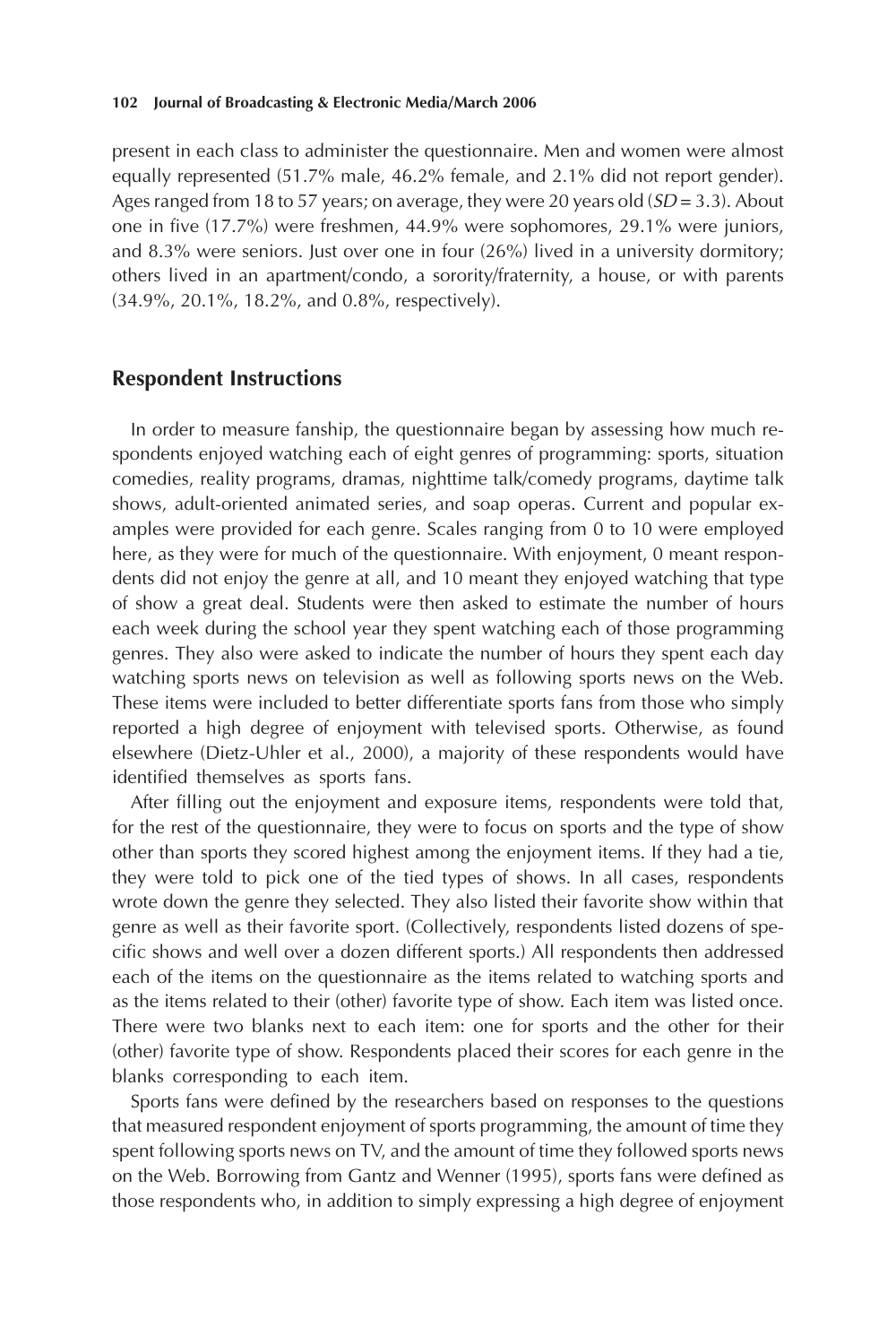present in each class to administer the questionnaire. Men and women were almost equally represented (51.7% male, 46.2% female, and 2.1% did not report gender). Ages ranged from 18 to 57 years; on average, they were 20 years old ($SD = 3.3$). About one in five (17.7%) were freshmen, 44.9% were sophomores, 29.1% were juniors, and 8.3% were seniors. Just over one in four (26%) lived in a university dormitory; others lived in an apartment/condo, a sorority/fraternity, a house, or with parents (34.9%, 20.1%, 18.2%, and 0.8%, respectively).

## Respondent Instructions

In order to measure fanship, the questionnaire began by assessing how much respondents enjoyed watching each of eight genres of programming: sports, situation comedies, reality programs, dramas, nighttime talk/comedy programs, daytime talk shows, adult-oriented animated series, and soap operas. Current and popular examples were provided for each genre. Scales ranging from 0 to 10 were employed here, as they were for much of the questionnaire. With enjoyment, 0 meant respondents did not enjoy the genre at all, and 10 meant they enjoyed watching that type of show a great deal. Students were then asked to estimate the number of hours each week during the school year they spent watching each of those programming genres. They also were asked to indicate the number of hours they spent each day watching sports news on television as well as following sports news on the Web. These items were included to better differentiate sports fans from those who simply reported a high degree of enjoyment with televised sports. Otherwise, as found elsewhere (Dietz-Uhler et al., 2000), a majority of these respondents would have identified themselves as sports fans.

After filling out the enjoyment and exposure items, respondents were told that, for the rest of the questionnaire, they were to focus on sports and the type of show other than sports they scored highest among the enjoyment items. If they had a tie, they were told to pick one of the tied types of shows. In all cases, respondents wrote down the genre they selected. They also listed their favorite show within that genre as well as their favorite sport. (Collectively, respondents listed dozens of specific shows and well over a dozen different sports.) All respondents then addressed each of the items on the questionnaire as the items related to watching sports and as the items related to their (other) favorite type of show. Each item was listed once. There were two blanks next to each item: one for sports and the other for their (other) favorite type of show. Respondents placed their scores for each genre in the blanks corresponding to each item.

Sports fans were defined by the researchers based on responses to the questions that measured respondent enjoyment of sports programming, the amount of time they spent following sports news on TV, and the amount of time they followed sports news on the Web. Borrowing from Gantz and Wenner (1995), sports fans were defined as those respondents who, in addition to simply expressing a high degree of enjoyment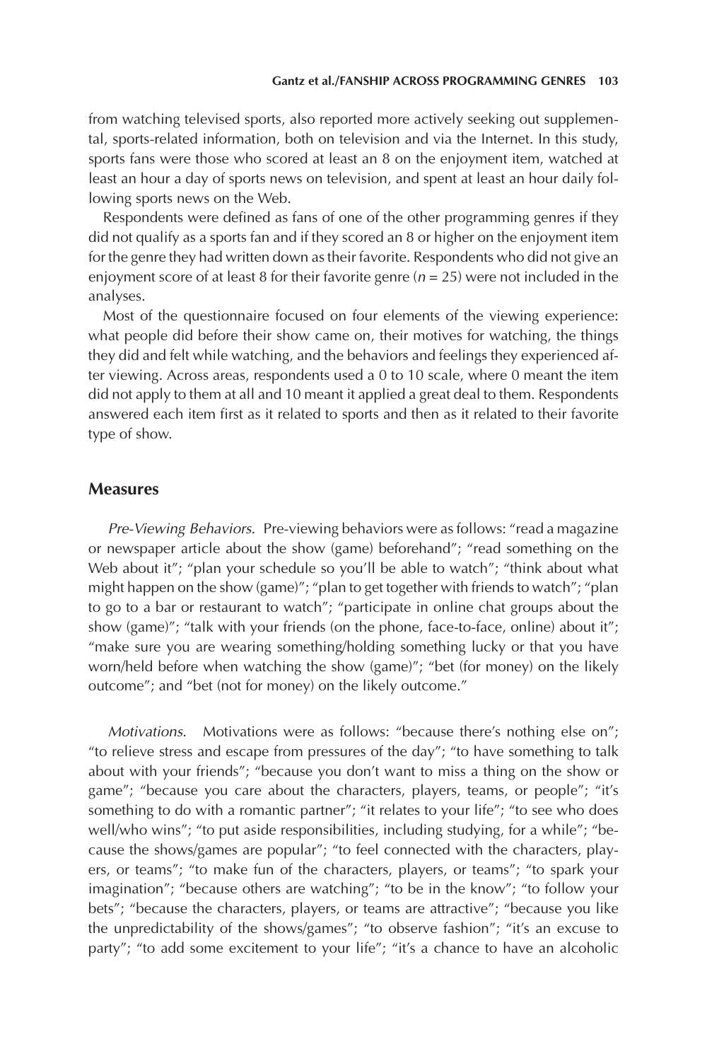from watching televised sports, also reported more actively seeking out supplemental, sports-related information, both on television and via the Internet. In this study, sports fans were those who scored at least an 8 on the enjoyment item, watched at least an hour a day of sports news on television, and spent at least an hour daily following sports news on the Web.

Respondents were defined as fans of one of the other programming genres if they did not qualify as a sports fan and if they scored an 8 or higher on the enjoyment item for the genre they had written down as their favorite. Respondents who did not give an enjoyment score of at least 8 for their favorite genre ($n = 25$) were not included in the analyses.

Most of the questionnaire focused on four elements of the viewing experience: what people did before their show came on, their motives for watching, the things they did and felt while watching, and the behaviors and feelings they experienced after viewing. Across areas, respondents used a 0 to 10 scale, where 0 meant the item did not apply to them at all and 10 meant it applied a great deal to them. Respondents answered each item first as it related to sports and then as it related to their favorite type of show.

## Measures

*Pre-Viewing Behaviors.* Pre-viewing behaviors were as follows: "read a magazine or newspaper article about the show (game) beforehand"; "read something on the Web about it"; "plan your schedule so you'll be able to watch"; "think about what might happen on the show (game)"; "plan to get together with friends to watch"; "plan to go to a bar or restaurant to watch"; "participate in online chat groups about the show (game)"; "talk with your friends (on the phone, face-to-face, online) about it"; "make sure you are wearing something/holding something lucky or that you have worn/held before when watching the show (game)"; "bet (for money) on the likely outcome"; and "bet (not for money) on the likely outcome."

*Motivations.* Motivations were as follows: "because there's nothing else on"; "to relieve stress and escape from pressures of the day"; "to have something to talk about with your friends"; "because you don't want to miss a thing on the show or game"; "because you care about the characters, players, teams, or people"; "it's something to do with a romantic partner"; "it relates to your life"; "to see who does well/who wins"; "to put aside responsibilities, including studying, for a while"; "because the shows/games are popular"; "to feel connected with the characters, players, or teams"; "to make fun of the characters, players, or teams"; "to spark your imagination"; "because others are watching"; "to be in the know"; "to follow your bets"; "because the characters, players, or teams are attractive"; "because you like the unpredictability of the shows/games"; "to observe fashion"; "it's an excuse to party"; "to add some excitement to your life"; "it's a chance to have an alcoholic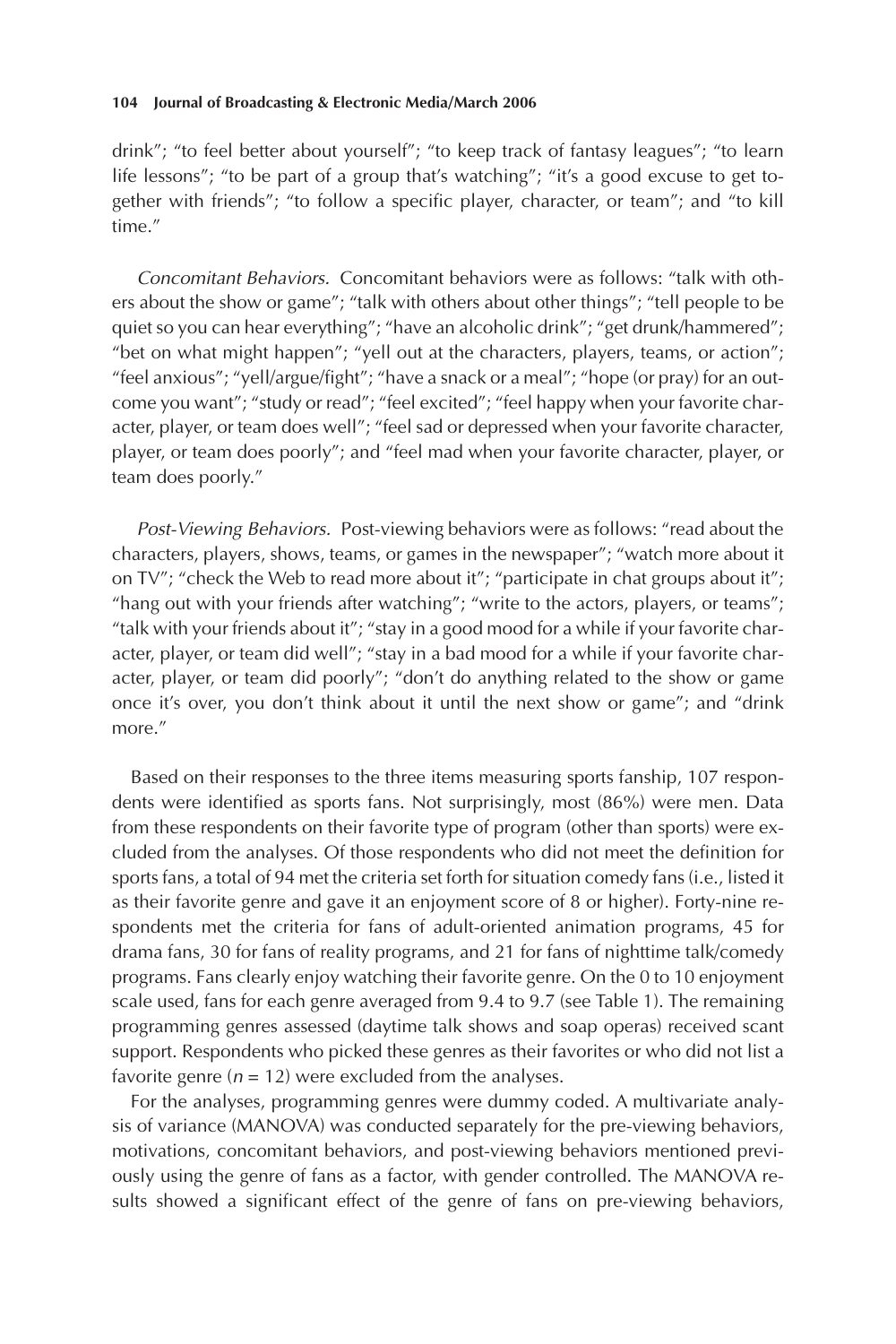drink"; "to feel better about yourself"; "to keep track of fantasy leagues"; "to learn life lessons"; "to be part of a group that's watching"; "it's a good excuse to get together with friends"; "to follow a specific player, character, or team"; and "to kill time."

*Concomitant Behaviors.* Concomitant behaviors were as follows: "talk with others about the show or game"; "talk with others about other things"; "tell people to be quiet so you can hear everything"; "have an alcoholic drink"; "get drunk/hammered"; "bet on what might happen"; "yell out at the characters, players, teams, or action"; "feel anxious"; "yell/argue/fight"; "have a snack or a meal"; "hope (or pray) for an outcome you want"; "study or read"; "feel excited"; "feel happy when your favorite character, player, or team does well"; "feel sad or depressed when your favorite character, player, or team does poorly"; and "feel mad when your favorite character, player, or team does poorly."

*Post-Viewing Behaviors.* Post-viewing behaviors were as follows: "read about the characters, players, shows, teams, or games in the newspaper"; "watch more about it on TV"; "check the Web to read more about it"; "participate in chat groups about it"; "hang out with your friends after watching"; "write to the actors, players, or teams"; "talk with your friends about it"; "stay in a good mood for a while if your favorite character, player, or team did well"; "stay in a bad mood for a while if your favorite character, player, or team did poorly"; "don't do anything related to the show or game once it's over, you don't think about it until the next show or game"; and "drink more."

Based on their responses to the three items measuring sports fanship, 107 respondents were identified as sports fans. Not surprisingly, most (86%) were men. Data from these respondents on their favorite type of program (other than sports) were excluded from the analyses. Of those respondents who did not meet the definition for sports fans, a total of 94 met the criteria set forth for situation comedy fans (i.e., listed it as their favorite genre and gave it an enjoyment score of 8 or higher). Forty-nine respondents met the criteria for fans of adult-oriented animation programs, 45 for drama fans, 30 for fans of reality programs, and 21 for fans of nighttime talk/comedy programs. Fans clearly enjoy watching their favorite genre. On the 0 to 10 enjoyment scale used, fans for each genre averaged from 9.4 to 9.7 (see Table 1). The remaining programming genres assessed (daytime talk shows and soap operas) received scant support. Respondents who picked these genres as their favorites or who did not list a favorite genre ($n = 12$) were excluded from the analyses.

For the analyses, programming genres were dummy coded. A multivariate analysis of variance (MANOVA) was conducted separately for the pre-viewing behaviors, motivations, concomitant behaviors, and post-viewing behaviors mentioned previously using the genre of fans as a factor, with gender controlled. The MANOVA results showed a significant effect of the genre of fans on pre-viewing behaviors,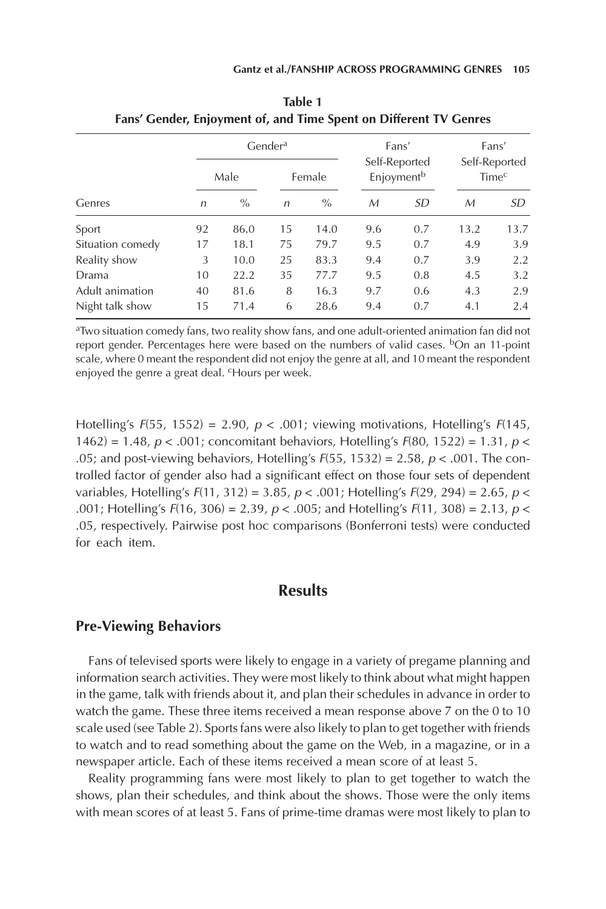**Table 1**
**Fans' Gender, Enjoyment of, and Time Spent on Different TV Genres**

| | Gender[a] | | | | Fans' Self-Reported Enjoyment[b] | | Fans' Self-Reported Time[c] | |
|---|---|---|---|---|---|---|---|---|
| | Male | | Female | | | | | |
| Genres | *n* | % | *n* | % | *M* | *SD* | *M* | *SD* |
| Sport | 92 | 86.0 | 15 | 14.0 | 9.6 | 0.7 | 13.2 | 13.7 |
| Situation comedy | 17 | 18.1 | 75 | 79.7 | 9.5 | 0.7 | 4.9 | 3.9 |
| Reality show | 3 | 10.0 | 25 | 83.3 | 9.4 | 0.7 | 3.9 | 2.2 |
| Drama | 10 | 22.2 | 35 | 77.7 | 9.5 | 0.8 | 4.5 | 3.2 |
| Adult animation | 40 | 81.6 | 8 | 16.3 | 9.7 | 0.6 | 4.3 | 2.9 |
| Night talk show | 15 | 71.4 | 6 | 28.6 | 9.4 | 0.7 | 4.1 | 2.4 |

[a]Two situation comedy fans, two reality show fans, and one adult-oriented animation fan did not report gender. Percentages here were based on the numbers of valid cases. [b]On an 11-point scale, where 0 meant the respondent did not enjoy the genre at all, and 10 meant the respondent enjoyed the genre a great deal. [c]Hours per week.

Hotelling's $F(55, 1552) = 2.90$, $p < .001$; viewing motivations, Hotelling's $F(145, 1462) = 1.48$, $p < .001$; concomitant behaviors, Hotelling's $F(80, 1522) = 1.31$, $p < .05$; and post-viewing behaviors, Hotelling's $F(55, 1532) = 2.58$, $p < .001$. The controlled factor of gender also had a significant effect on those four sets of dependent variables, Hotelling's $F(11, 312) = 3.85$, $p < .001$; Hotelling's $F(29, 294) = 2.65$, $p < .001$; Hotelling's $F(16, 306) = 2.39$, $p < .005$; and Hotelling's $F(11, 308) = 2.13$, $p < .05$, respectively. Pairwise post hoc comparisons (Bonferroni tests) were conducted for each item.

## Results

### Pre-Viewing Behaviors

Fans of televised sports were likely to engage in a variety of pregame planning and information search activities. They were most likely to think about what might happen in the game, talk with friends about it, and plan their schedules in advance in order to watch the game. These three items received a mean response above 7 on the 0 to 10 scale used (see Table 2). Sports fans were also likely to plan to get together with friends to watch and to read something about the game on the Web, in a magazine, or in a newspaper article. Each of these items received a mean score of at least 5.

Reality programming fans were most likely to plan to get together to watch the shows, plan their schedules, and think about the shows. Those were the only items with mean scores of at least 5. Fans of prime-time dramas were most likely to plan to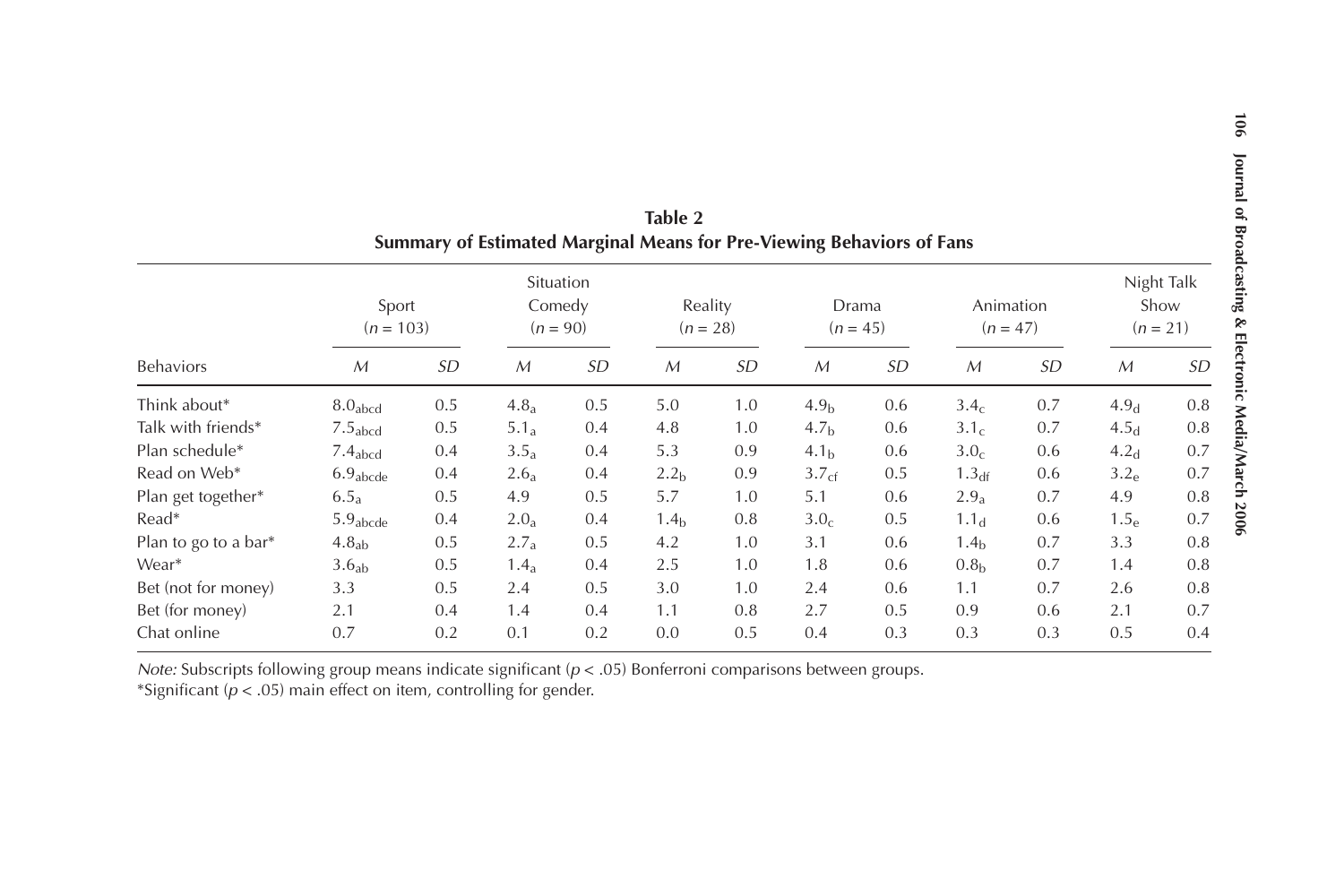**Table 2**
**Summary of Estimated Marginal Means for Pre-Viewing Behaviors of Fans**

| Behaviors | Sport ($n$ = 103) | | Situation Comedy ($n$ = 90) | | Reality ($n$ = 28) | | Drama ($n$ = 45) | | Animation ($n$ = 47) | | Night Talk Show ($n$ = 21) | |
|---|---|---|---|---|---|---|---|---|---|---|---|---|
| | *M* | *SD* | *M* | *SD* | *M* | *SD* | *M* | *SD* | *M* | *SD* | *M* | *SD* |
| Think about* | $8.0_{abcd}$ | 0.5 | $4.8_{a}$ | 0.5 | 5.0 | 1.0 | $4.9_{b}$ | 0.6 | $3.4_{c}$ | 0.7 | $4.9_{d}$ | 0.8 |
| Talk with friends* | $7.5_{abcd}$ | 0.5 | $5.1_{a}$ | 0.4 | 4.8 | 1.0 | $4.7_{b}$ | 0.6 | $3.1_{c}$ | 0.7 | $4.5_{d}$ | 0.8 |
| Plan schedule* | $7.4_{abcd}$ | 0.4 | $3.5_{a}$ | 0.4 | 5.3 | 0.9 | $4.1_{b}$ | 0.6 | $3.0_{c}$ | 0.6 | $4.2_{d}$ | 0.7 |
| Read on Web* | $6.9_{abcde}$ | 0.4 | $2.6_{a}$ | 0.4 | $2.2_{b}$ | 0.9 | $3.7_{cf}$ | 0.5 | $1.3_{df}$ | 0.6 | $3.2_{e}$ | 0.7 |
| Plan get together* | $6.5_{a}$ | 0.5 | 4.9 | 0.5 | 5.7 | 1.0 | 5.1 | 0.6 | $2.9_{a}$ | 0.7 | 4.9 | 0.8 |
| Read* | $5.9_{abcde}$ | 0.4 | $2.0_{a}$ | 0.4 | $1.4_{b}$ | 0.8 | $3.0_{c}$ | 0.5 | $1.1_{d}$ | 0.6 | $1.5_{e}$ | 0.7 |
| Plan to go to a bar* | $4.8_{ab}$ | 0.5 | $2.7_{a}$ | 0.5 | 4.2 | 1.0 | 3.1 | 0.6 | $1.4_{b}$ | 0.7 | 3.3 | 0.8 |
| Wear* | $3.6_{ab}$ | 0.5 | $1.4_{a}$ | 0.4 | 2.5 | 1.0 | 1.8 | 0.6 | $0.8_{b}$ | 0.7 | 1.4 | 0.8 |
| Bet (not for money) | 3.3 | 0.5 | 2.4 | 0.5 | 3.0 | 1.0 | 2.4 | 0.6 | 1.1 | 0.7 | 2.6 | 0.8 |
| Bet (for money) | 2.1 | 0.4 | 1.4 | 0.4 | 1.1 | 0.8 | 2.7 | 0.5 | 0.9 | 0.6 | 2.1 | 0.7 |
| Chat online | 0.7 | 0.2 | 0.1 | 0.2 | 0.0 | 0.5 | 0.4 | 0.3 | 0.3 | 0.3 | 0.5 | 0.4 |

*Note:* Subscripts following group means indicate significant ($p < .05$) Bonferroni comparisons between groups.
*Significant ($p < .05$) main effect on item, controlling for gender.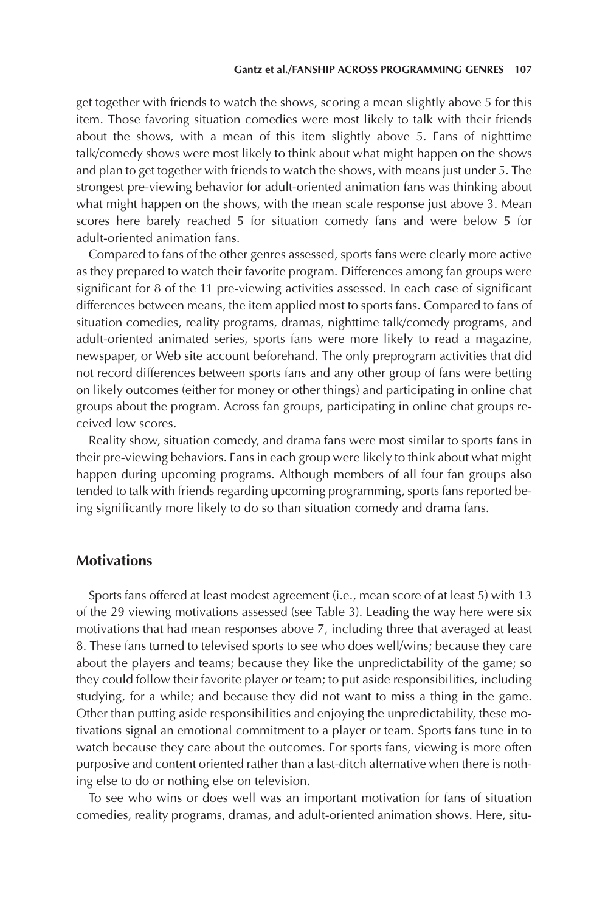get together with friends to watch the shows, scoring a mean slightly above 5 for this item. Those favoring situation comedies were most likely to talk with their friends about the shows, with a mean of this item slightly above 5. Fans of nighttime talk/comedy shows were most likely to think about what might happen on the shows and plan to get together with friends to watch the shows, with means just under 5. The strongest pre-viewing behavior for adult-oriented animation fans was thinking about what might happen on the shows, with the mean scale response just above 3. Mean scores here barely reached 5 for situation comedy fans and were below 5 for adult-oriented animation fans.

Compared to fans of the other genres assessed, sports fans were clearly more active as they prepared to watch their favorite program. Differences among fan groups were significant for 8 of the 11 pre-viewing activities assessed. In each case of significant differences between means, the item applied most to sports fans. Compared to fans of situation comedies, reality programs, dramas, nighttime talk/comedy programs, and adult-oriented animated series, sports fans were more likely to read a magazine, newspaper, or Web site account beforehand. The only preprogram activities that did not record differences between sports fans and any other group of fans were betting on likely outcomes (either for money or other things) and participating in online chat groups about the program. Across fan groups, participating in online chat groups received low scores.

Reality show, situation comedy, and drama fans were most similar to sports fans in their pre-viewing behaviors. Fans in each group were likely to think about what might happen during upcoming programs. Although members of all four fan groups also tended to talk with friends regarding upcoming programming, sports fans reported being significantly more likely to do so than situation comedy and drama fans.

## Motivations

Sports fans offered at least modest agreement (i.e., mean score of at least 5) with 13 of the 29 viewing motivations assessed (see Table 3). Leading the way here were six motivations that had mean responses above 7, including three that averaged at least 8. These fans turned to televised sports to see who does well/wins; because they care about the players and teams; because they like the unpredictability of the game; so they could follow their favorite player or team; to put aside responsibilities, including studying, for a while; and because they did not want to miss a thing in the game. Other than putting aside responsibilities and enjoying the unpredictability, these motivations signal an emotional commitment to a player or team. Sports fans tune in to watch because they care about the outcomes. For sports fans, viewing is more often purposive and content oriented rather than a last-ditch alternative when there is nothing else to do or nothing else on television.

To see who wins or does well was an important motivation for fans of situation comedies, reality programs, dramas, and adult-oriented animation shows. Here, situ-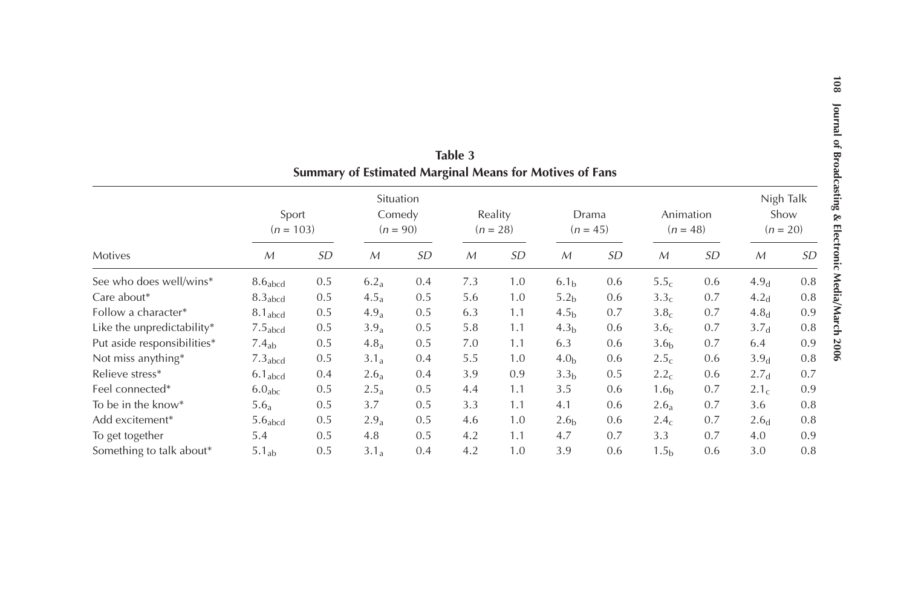**Table 3**
**Summary of Estimated Marginal Means for Motives of Fans**

| Motives | Sport ($n$ = 103) | | Situation Comedy ($n$ = 90) | | Reality ($n$ = 28) | | Drama ($n$ = 45) | | Animation ($n$ = 48) | | Nigh Talk Show ($n$ = 20) | |
|---|---|---|---|---|---|---|---|---|---|---|---|---|
| | $M$ | $SD$ | $M$ | $SD$ | $M$ | $SD$ | $M$ | $SD$ | $M$ | $SD$ | $M$ | $SD$ |
| See who does well/wins* | $8.6_{abcd}$ | 0.5 | $6.2_{a}$ | 0.4 | 7.3 | 1.0 | $6.1_{b}$ | 0.6 | $5.5_{c}$ | 0.6 | $4.9_{d}$ | 0.8 |
| Care about* | $8.3_{abcd}$ | 0.5 | $4.5_{a}$ | 0.5 | 5.6 | 1.0 | $5.2_{b}$ | 0.6 | $3.3_{c}$ | 0.7 | $4.2_{d}$ | 0.8 |
| Follow a character* | $8.1_{abcd}$ | 0.5 | $4.9_{a}$ | 0.5 | 6.3 | 1.1 | $4.5_{b}$ | 0.7 | $3.8_{c}$ | 0.7 | $4.8_{d}$ | 0.9 |
| Like the unpredictability* | $7.5_{abcd}$ | 0.5 | $3.9_{a}$ | 0.5 | 5.8 | 1.1 | $4.3_{b}$ | 0.6 | $3.6_{c}$ | 0.7 | $3.7_{d}$ | 0.8 |
| Put aside responsibilities* | $7.4_{ab}$ | 0.5 | $4.8_{a}$ | 0.5 | 7.0 | 1.1 | 6.3 | 0.6 | $3.6_{b}$ | 0.7 | 6.4 | 0.9 |
| Not miss anything* | $7.3_{abcd}$ | 0.5 | $3.1_{a}$ | 0.4 | 5.5 | 1.0 | $4.0_{b}$ | 0.6 | $2.5_{c}$ | 0.6 | $3.9_{d}$ | 0.8 |
| Relieve stress* | $6.1_{abcd}$ | 0.4 | $2.6_{a}$ | 0.4 | 3.9 | 0.9 | $3.3_{b}$ | 0.5 | $2.2_{c}$ | 0.6 | $2.7_{d}$ | 0.7 |
| Feel connected* | $6.0_{abc}$ | 0.5 | $2.5_{a}$ | 0.5 | 4.4 | 1.1 | 3.5 | 0.6 | $1.6_{b}$ | 0.7 | $2.1_{c}$ | 0.9 |
| To be in the know* | $5.6_{a}$ | 0.5 | 3.7 | 0.5 | 3.3 | 1.1 | 4.1 | 0.6 | $2.6_{a}$ | 0.7 | 3.6 | 0.8 |
| Add excitement* | $5.6_{abcd}$ | 0.5 | $2.9_{a}$ | 0.5 | 4.6 | 1.0 | $2.6_{b}$ | 0.6 | $2.4_{c}$ | 0.7 | $2.6_{d}$ | 0.8 |
| To get together | 5.4 | 0.5 | 4.8 | 0.5 | 4.2 | 1.1 | 4.7 | 0.7 | 3.3 | 0.7 | 4.0 | 0.9 |
| Something to talk about* | $5.1_{ab}$ | 0.5 | $3.1_{a}$ | 0.4 | 4.2 | 1.0 | 3.9 | 0.6 | $1.5_{b}$ | 0.6 | 3.0 | 0.8 |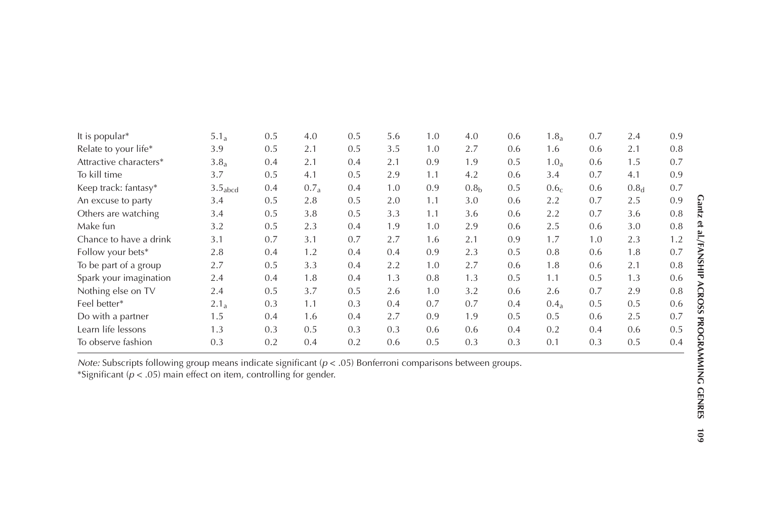| | | | | | | | | | | | | |
|---|---|---|---|---|---|---|---|---|---|---|---|---|
| It is popular* | $5.1_a$ | 0.5 | 4.0 | 0.5 | 5.6 | 1.0 | 4.0 | 0.6 | $1.8_a$ | 0.7 | 2.4 | 0.9 |
| Relate to your life* | 3.9 | 0.5 | 2.1 | 0.5 | 3.5 | 1.0 | 2.7 | 0.6 | 1.6 | 0.6 | 2.1 | 0.8 |
| Attractive characters* | $3.8_a$ | 0.4 | 2.1 | 0.4 | 2.1 | 0.9 | 1.9 | 0.5 | $1.0_a$ | 0.6 | 1.5 | 0.7 |
| To kill time | 3.7 | 0.5 | 4.1 | 0.5 | 2.9 | 1.1 | 4.2 | 0.6 | 3.4 | 0.7 | 4.1 | 0.9 |
| Keep track: fantasy* | $3.5_{abcd}$ | 0.4 | $0.7_a$ | 0.4 | 1.0 | 0.9 | $0.8_b$ | 0.5 | $0.6_c$ | 0.6 | $0.8_d$ | 0.7 |
| An excuse to party | 3.4 | 0.5 | 2.8 | 0.5 | 2.0 | 1.1 | 3.0 | 0.6 | 2.2 | 0.7 | 2.5 | 0.9 |
| Others are watching | 3.4 | 0.5 | 3.8 | 0.5 | 3.3 | 1.1 | 3.6 | 0.6 | 2.2 | 0.7 | 3.6 | 0.8 |
| Make fun | 3.2 | 0.5 | 2.3 | 0.4 | 1.9 | 1.0 | 2.9 | 0.6 | 2.5 | 0.6 | 3.0 | 0.8 |
| Chance to have a drink | 3.1 | 0.7 | 3.1 | 0.7 | 2.7 | 1.6 | 2.1 | 0.9 | 1.7 | 1.0 | 2.3 | 1.2 |
| Follow your bets* | 2.8 | 0.4 | 1.2 | 0.4 | 0.4 | 0.9 | 2.3 | 0.5 | 0.8 | 0.6 | 1.8 | 0.7 |
| To be part of a group | 2.7 | 0.5 | 3.3 | 0.4 | 2.2 | 1.0 | 2.7 | 0.6 | 1.8 | 0.6 | 2.1 | 0.8 |
| Spark your imagination | 2.4 | 0.4 | 1.8 | 0.4 | 1.3 | 0.8 | 1.3 | 0.5 | 1.1 | 0.5 | 1.3 | 0.6 |
| Nothing else on TV | 2.4 | 0.5 | 3.7 | 0.5 | 2.6 | 1.0 | 3.2 | 0.6 | 2.6 | 0.7 | 2.9 | 0.8 |
| Feel better* | $2.1_a$ | 0.3 | 1.1 | 0.3 | 0.4 | 0.7 | 0.7 | 0.4 | $0.4_a$ | 0.5 | 0.5 | 0.6 |
| Do with a partner | 1.5 | 0.4 | 1.6 | 0.4 | 2.7 | 0.9 | 1.9 | 0.5 | 0.5 | 0.6 | 2.5 | 0.7 |
| Learn life lessons | 1.3 | 0.3 | 0.5 | 0.3 | 0.3 | 0.6 | 0.6 | 0.4 | 0.2 | 0.4 | 0.6 | 0.5 |
| To observe fashion | 0.3 | 0.2 | 0.4 | 0.2 | 0.6 | 0.5 | 0.3 | 0.3 | 0.1 | 0.3 | 0.5 | 0.4 |

*Note:* Subscripts following group means indicate significant ($p < .05$) Bonferroni comparisons between groups.
*Significant ($p < .05$) main effect on item, controlling for gender.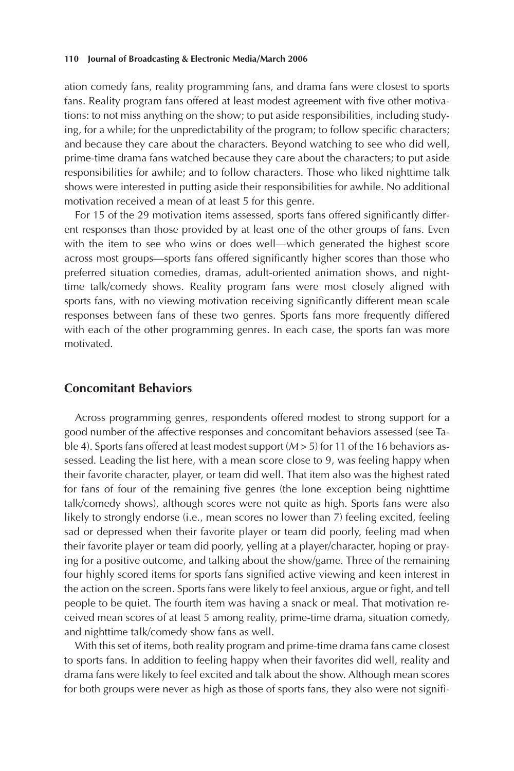ation comedy fans, reality programming fans, and drama fans were closest to sports fans. Reality program fans offered at least modest agreement with five other motivations: to not miss anything on the show; to put aside responsibilities, including studying, for a while; for the unpredictability of the program; to follow specific characters; and because they care about the characters. Beyond watching to see who did well, prime-time drama fans watched because they care about the characters; to put aside responsibilities for awhile; and to follow characters. Those who liked nighttime talk shows were interested in putting aside their responsibilities for awhile. No additional motivation received a mean of at least 5 for this genre.

For 15 of the 29 motivation items assessed, sports fans offered significantly different responses than those provided by at least one of the other groups of fans. Even with the item to see who wins or does well—which generated the highest score across most groups—sports fans offered significantly higher scores than those who preferred situation comedies, dramas, adult-oriented animation shows, and nighttime talk/comedy shows. Reality program fans were most closely aligned with sports fans, with no viewing motivation receiving significantly different mean scale responses between fans of these two genres. Sports fans more frequently differed with each of the other programming genres. In each case, the sports fan was more motivated.

## Concomitant Behaviors

Across programming genres, respondents offered modest to strong support for a good number of the affective responses and concomitant behaviors assessed (see Table 4). Sports fans offered at least modest support ($M > 5$) for 11 of the 16 behaviors assessed. Leading the list here, with a mean score close to 9, was feeling happy when their favorite character, player, or team did well. That item also was the highest rated for fans of four of the remaining five genres (the lone exception being nighttime talk/comedy shows), although scores were not quite as high. Sports fans were also likely to strongly endorse (i.e., mean scores no lower than 7) feeling excited, feeling sad or depressed when their favorite player or team did poorly, feeling mad when their favorite player or team did poorly, yelling at a player/character, hoping or praying for a positive outcome, and talking about the show/game. Three of the remaining four highly scored items for sports fans signified active viewing and keen interest in the action on the screen. Sports fans were likely to feel anxious, argue or fight, and tell people to be quiet. The fourth item was having a snack or meal. That motivation received mean scores of at least 5 among reality, prime-time drama, situation comedy, and nighttime talk/comedy show fans as well.

With this set of items, both reality program and prime-time drama fans came closest to sports fans. In addition to feeling happy when their favorites did well, reality and drama fans were likely to feel excited and talk about the show. Although mean scores for both groups were never as high as those of sports fans, they also were not signifi-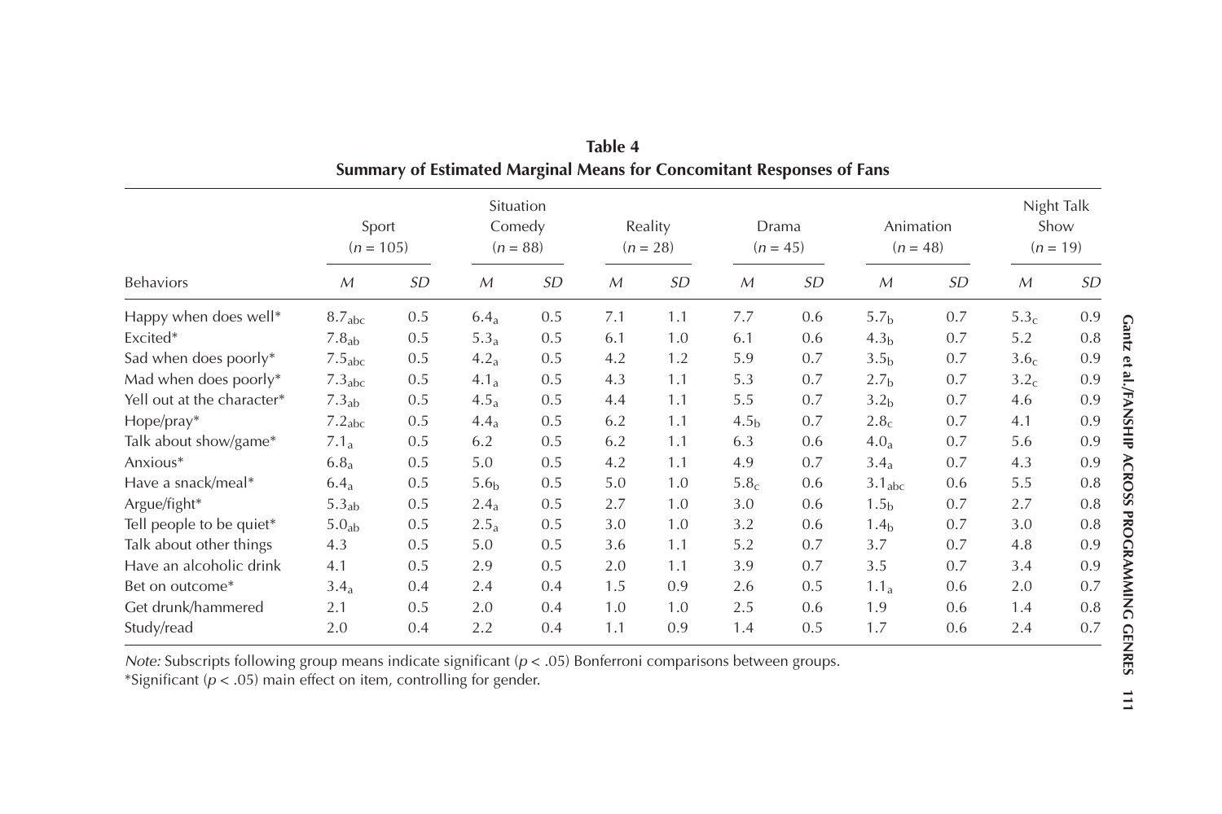**Table 4**
**Summary of Estimated Marginal Means for Concomitant Responses of Fans**

| Behaviors | Sport ($n$ = 105) | | Situation Comedy ($n$ = 88) | | Reality ($n$ = 28) | | Drama ($n$ = 45) | | Animation ($n$ = 48) | | Night Talk Show ($n$ = 19) | |
|---|---|---|---|---|---|---|---|---|---|---|---|---|
| | *M* | *SD* | *M* | *SD* | *M* | *SD* | *M* | *SD* | *M* | *SD* | *M* | *SD* |
| Happy when does well* | $8.7_{abc}$ | 0.5 | $6.4_{a}$ | 0.5 | 7.1 | 1.1 | 7.7 | 0.6 | $5.7_{b}$ | 0.7 | $5.3_{c}$ | 0.9 |
| Excited* | $7.8_{ab}$ | 0.5 | $5.3_{a}$ | 0.5 | 6.1 | 1.0 | 6.1 | 0.6 | $4.3_{b}$ | 0.7 | 5.2 | 0.8 |
| Sad when does poorly* | $7.5_{abc}$ | 0.5 | $4.2_{a}$ | 0.5 | 4.2 | 1.2 | 5.9 | 0.7 | $3.5_{b}$ | 0.7 | $3.6_{c}$ | 0.9 |
| Mad when does poorly* | $7.3_{abc}$ | 0.5 | $4.1_{a}$ | 0.5 | 4.3 | 1.1 | 5.3 | 0.7 | $2.7_{b}$ | 0.7 | $3.2_{c}$ | 0.9 |
| Yell out at the character* | $7.3_{ab}$ | 0.5 | $4.5_{a}$ | 0.5 | 4.4 | 1.1 | 5.5 | 0.7 | $3.2_{b}$ | 0.7 | 4.6 | 0.9 |
| Hope/pray* | $7.2_{abc}$ | 0.5 | $4.4_{a}$ | 0.5 | 6.2 | 1.1 | $4.5_{b}$ | 0.7 | $2.8_{c}$ | 0.7 | 4.1 | 0.9 |
| Talk about show/game* | $7.1_{a}$ | 0.5 | 6.2 | 0.5 | 6.2 | 1.1 | 6.3 | 0.6 | $4.0_{a}$ | 0.7 | 5.6 | 0.9 |
| Anxious* | $6.8_{a}$ | 0.5 | 5.0 | 0.5 | 4.2 | 1.1 | 4.9 | 0.7 | $3.4_{a}$ | 0.7 | 4.3 | 0.9 |
| Have a snack/meal* | $6.4_{a}$ | 0.5 | $5.6_{b}$ | 0.5 | 5.0 | 1.0 | $5.8_{c}$ | 0.6 | $3.1_{abc}$ | 0.6 | 5.5 | 0.8 |
| Argue/fight* | $5.3_{ab}$ | 0.5 | $2.4_{a}$ | 0.5 | 2.7 | 1.0 | 3.0 | 0.6 | $1.5_{b}$ | 0.7 | 2.7 | 0.8 |
| Tell people to be quiet* | $5.0_{ab}$ | 0.5 | $2.5_{a}$ | 0.5 | 3.0 | 1.0 | 3.2 | 0.6 | $1.4_{b}$ | 0.7 | 3.0 | 0.8 |
| Talk about other things | 4.3 | 0.5 | 5.0 | 0.5 | 3.6 | 1.1 | 5.2 | 0.7 | 3.7 | 0.7 | 4.8 | 0.9 |
| Have an alcoholic drink | 4.1 | 0.5 | 2.9 | 0.5 | 2.0 | 1.1 | 3.9 | 0.7 | 3.5 | 0.7 | 3.4 | 0.9 |
| Bet on outcome* | $3.4_{a}$ | 0.4 | 2.4 | 0.4 | 1.5 | 0.9 | 2.6 | 0.5 | $1.1_{a}$ | 0.6 | 2.0 | 0.7 |
| Get drunk/hammered | 2.1 | 0.5 | 2.0 | 0.4 | 1.0 | 1.0 | 2.5 | 0.6 | 1.9 | 0.6 | 1.4 | 0.8 |
| Study/read | 2.0 | 0.4 | 2.2 | 0.4 | 1.1 | 0.9 | 1.4 | 0.5 | 1.7 | 0.6 | 2.4 | 0.7 |

*Note:* Subscripts following group means indicate significant ($p < .05$) Bonferroni comparisons between groups.
*Significant ($p < .05$) main effect on item, controlling for gender.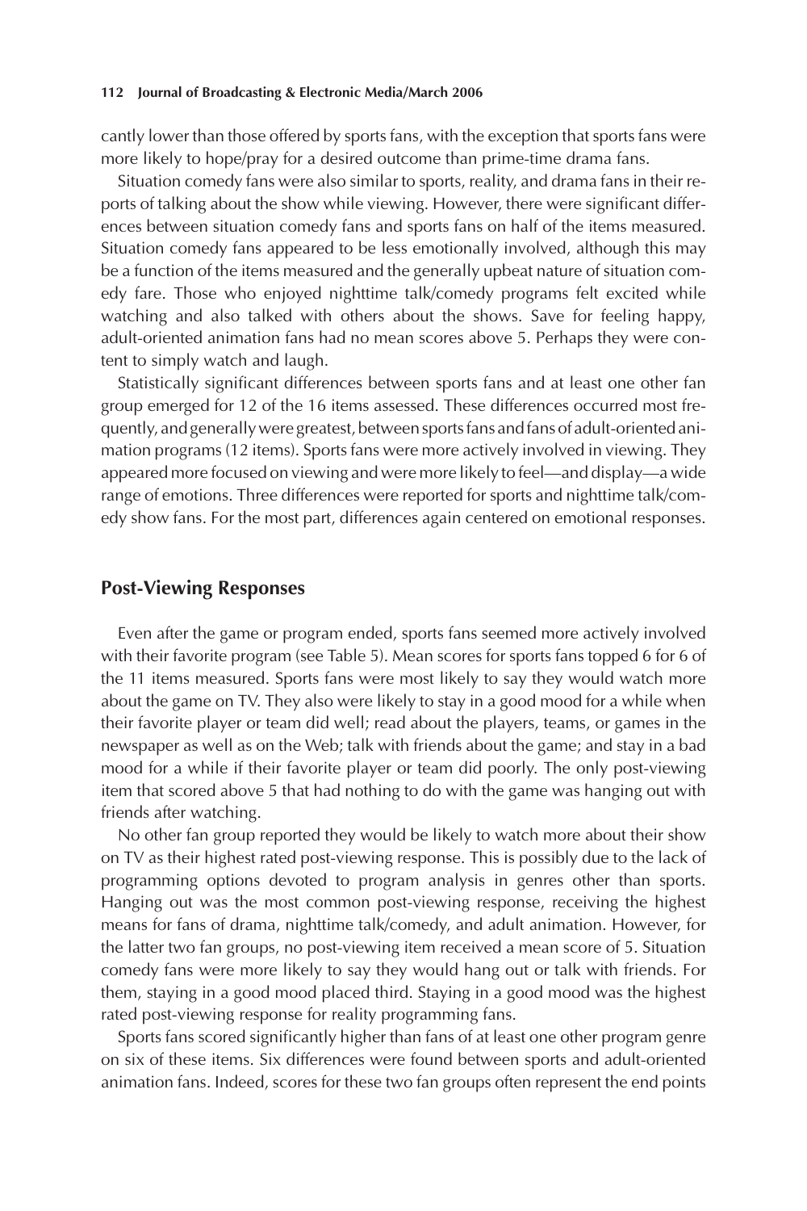cantly lower than those offered by sports fans, with the exception that sports fans were more likely to hope/pray for a desired outcome than prime-time drama fans.

Situation comedy fans were also similar to sports, reality, and drama fans in their reports of talking about the show while viewing. However, there were significant differences between situation comedy fans and sports fans on half of the items measured. Situation comedy fans appeared to be less emotionally involved, although this may be a function of the items measured and the generally upbeat nature of situation comedy fare. Those who enjoyed nighttime talk/comedy programs felt excited while watching and also talked with others about the shows. Save for feeling happy, adult-oriented animation fans had no mean scores above 5. Perhaps they were content to simply watch and laugh.

Statistically significant differences between sports fans and at least one other fan group emerged for 12 of the 16 items assessed. These differences occurred most frequently, and generally were greatest, between sports fans and fans of adult-oriented animation programs (12 items). Sports fans were more actively involved in viewing. They appeared more focused on viewing and were more likely to feel—and display—a wide range of emotions. Three differences were reported for sports and nighttime talk/comedy show fans. For the most part, differences again centered on emotional responses.

## Post-Viewing Responses

Even after the game or program ended, sports fans seemed more actively involved with their favorite program (see Table 5). Mean scores for sports fans topped 6 for 6 of the 11 items measured. Sports fans were most likely to say they would watch more about the game on TV. They also were likely to stay in a good mood for a while when their favorite player or team did well; read about the players, teams, or games in the newspaper as well as on the Web; talk with friends about the game; and stay in a bad mood for a while if their favorite player or team did poorly. The only post-viewing item that scored above 5 that had nothing to do with the game was hanging out with friends after watching.

No other fan group reported they would be likely to watch more about their show on TV as their highest rated post-viewing response. This is possibly due to the lack of programming options devoted to program analysis in genres other than sports. Hanging out was the most common post-viewing response, receiving the highest means for fans of drama, nighttime talk/comedy, and adult animation. However, for the latter two fan groups, no post-viewing item received a mean score of 5. Situation comedy fans were more likely to say they would hang out or talk with friends. For them, staying in a good mood placed third. Staying in a good mood was the highest rated post-viewing response for reality programming fans.

Sports fans scored significantly higher than fans of at least one other program genre on six of these items. Six differences were found between sports and adult-oriented animation fans. Indeed, scores for these two fan groups often represent the end points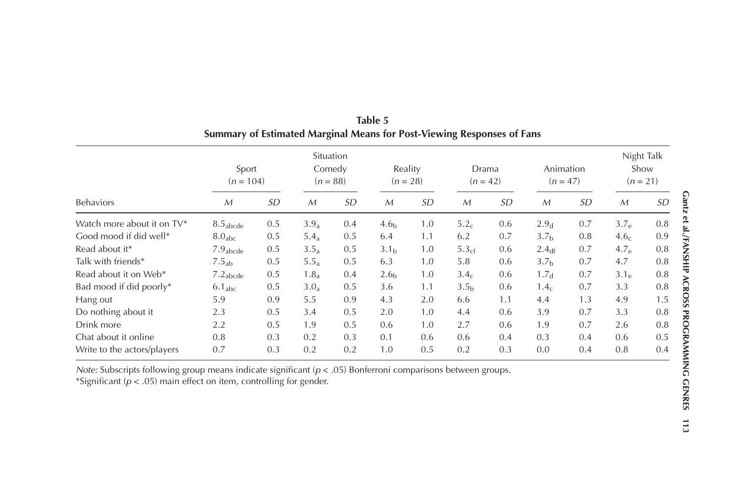**Table 5**
**Summary of Estimated Marginal Means for Post-Viewing Responses of Fans**

| Behaviors | Sport ($n$ = 104) | | Situation Comedy ($n$ = 88) | | Reality ($n$ = 28) | | Drama ($n$ = 42) | | Animation ($n$ = 47) | | Night Talk Show ($n$ = 21) | |
|---|---|---|---|---|---|---|---|---|---|---|---|---|
| | *M* | *SD* | *M* | *SD* | *M* | *SD* | *M* | *SD* | *M* | *SD* | *M* | *SD* |
| Watch more about it on TV* | $8.5_{abcde}$ | 0.5 | $3.9_{a}$ | 0.4 | $4.6_{b}$ | 1.0 | $5.2_{c}$ | 0.6 | $2.9_{d}$ | 0.7 | $3.7_{e}$ | 0.8 |
| Good mood if did well* | $8.0_{abc}$ | 0.5 | $5.4_{a}$ | 0.5 | 6.4 | 1.1 | 6.2 | 0.7 | $3.7_{b}$ | 0.8 | $4.6_{c}$ | 0.9 |
| Read about it* | $7.9_{abcde}$ | 0.5 | $3.5_{a}$ | 0.5 | $3.1_{b}$ | 1.0 | $5.3_{cf}$ | 0.6 | $2.4_{df}$ | 0.7 | $4.7_{e}$ | 0.8 |
| Talk with friends* | $7.5_{ab}$ | 0.5 | $5.5_{a}$ | 0.5 | 6.3 | 1.0 | 5.8 | 0.6 | $3.7_{b}$ | 0.7 | 4.7 | 0.8 |
| Read about it on Web* | $7.2_{abcde}$ | 0.5 | $1.8_{a}$ | 0.4 | $2.6_{b}$ | 1.0 | $3.4_{c}$ | 0.6 | $1.7_{d}$ | 0.7 | $3.1_{e}$ | 0.8 |
| Bad mood if did poorly* | $6.1_{abc}$ | 0.5 | $3.0_{a}$ | 0.5 | 3.6 | 1.1 | $3.5_{b}$ | 0.6 | $1.4_{c}$ | 0.7 | 3.3 | 0.8 |
| Hang out | 5.9 | 0.9 | 5.5 | 0.9 | 4.3 | 2.0 | 6.6 | 1.1 | 4.4 | 1.3 | 4.9 | 1.5 |
| Do nothing about it | 2.3 | 0.5 | 3.4 | 0.5 | 2.0 | 1.0 | 4.4 | 0.6 | 3.9 | 0.7 | 3.3 | 0.8 |
| Drink more | 2.2 | 0.5 | 1.9 | 0.5 | 0.6 | 1.0 | 2.7 | 0.6 | 1.9 | 0.7 | 2.6 | 0.8 |
| Chat about it online | 0.8 | 0.3 | 0.2 | 0.3 | 0.1 | 0.6 | 0.6 | 0.4 | 0.3 | 0.4 | 0.6 | 0.5 |
| Write to the actors/players | 0.7 | 0.3 | 0.2 | 0.2 | 1.0 | 0.5 | 0.2 | 0.3 | 0.0 | 0.4 | 0.8 | 0.4 |

*Note:* Subscripts following group means indicate significant ($p < .05$) Bonferroni comparisons between groups.
*Significant ($p < .05$) main effect on item, controlling for gender.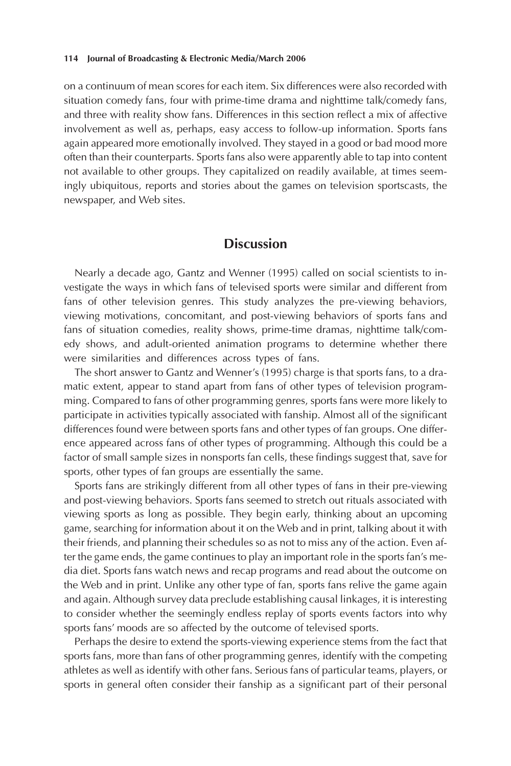on a continuum of mean scores for each item. Six differences were also recorded with situation comedy fans, four with prime-time drama and nighttime talk/comedy fans, and three with reality show fans. Differences in this section reflect a mix of affective involvement as well as, perhaps, easy access to follow-up information. Sports fans again appeared more emotionally involved. They stayed in a good or bad mood more often than their counterparts. Sports fans also were apparently able to tap into content not available to other groups. They capitalized on readily available, at times seemingly ubiquitous, reports and stories about the games on television sportscasts, the newspaper, and Web sites.

## Discussion

Nearly a decade ago, Gantz and Wenner (1995) called on social scientists to investigate the ways in which fans of televised sports were similar and different from fans of other television genres. This study analyzes the pre-viewing behaviors, viewing motivations, concomitant, and post-viewing behaviors of sports fans and fans of situation comedies, reality shows, prime-time dramas, nighttime talk/comedy shows, and adult-oriented animation programs to determine whether there were similarities and differences across types of fans.

The short answer to Gantz and Wenner's (1995) charge is that sports fans, to a dramatic extent, appear to stand apart from fans of other types of television programming. Compared to fans of other programming genres, sports fans were more likely to participate in activities typically associated with fanship. Almost all of the significant differences found were between sports fans and other types of fan groups. One difference appeared across fans of other types of programming. Although this could be a factor of small sample sizes in nonsports fan cells, these findings suggest that, save for sports, other types of fan groups are essentially the same.

Sports fans are strikingly different from all other types of fans in their pre-viewing and post-viewing behaviors. Sports fans seemed to stretch out rituals associated with viewing sports as long as possible. They begin early, thinking about an upcoming game, searching for information about it on the Web and in print, talking about it with their friends, and planning their schedules so as not to miss any of the action. Even after the game ends, the game continues to play an important role in the sports fan's media diet. Sports fans watch news and recap programs and read about the outcome on the Web and in print. Unlike any other type of fan, sports fans relive the game again and again. Although survey data preclude establishing causal linkages, it is interesting to consider whether the seemingly endless replay of sports events factors into why sports fans' moods are so affected by the outcome of televised sports.

Perhaps the desire to extend the sports-viewing experience stems from the fact that sports fans, more than fans of other programming genres, identify with the competing athletes as well as identify with other fans. Serious fans of particular teams, players, or sports in general often consider their fanship as a significant part of their personal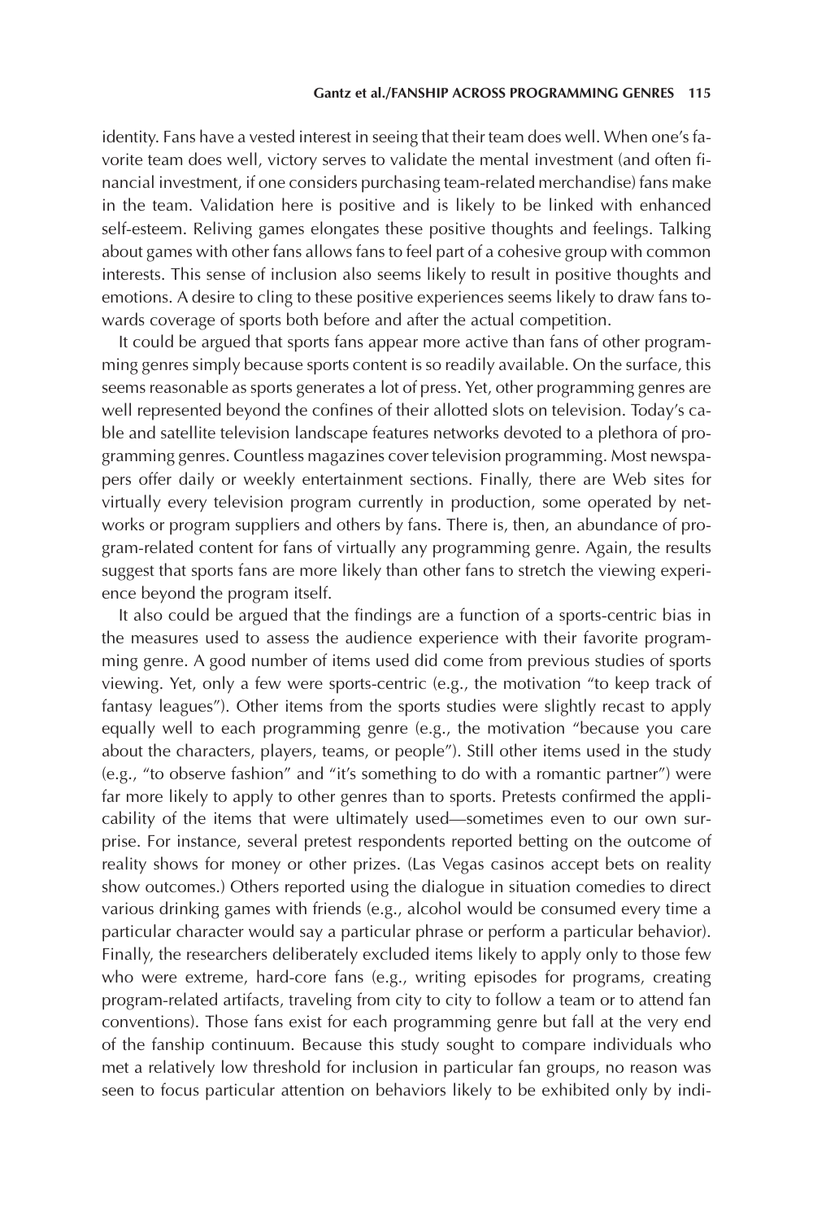identity. Fans have a vested interest in seeing that their team does well. When one's favorite team does well, victory serves to validate the mental investment (and often financial investment, if one considers purchasing team-related merchandise) fans make in the team. Validation here is positive and is likely to be linked with enhanced self-esteem. Reliving games elongates these positive thoughts and feelings. Talking about games with other fans allows fans to feel part of a cohesive group with common interests. This sense of inclusion also seems likely to result in positive thoughts and emotions. A desire to cling to these positive experiences seems likely to draw fans towards coverage of sports both before and after the actual competition.

It could be argued that sports fans appear more active than fans of other programming genres simply because sports content is so readily available. On the surface, this seems reasonable as sports generates a lot of press. Yet, other programming genres are well represented beyond the confines of their allotted slots on television. Today's cable and satellite television landscape features networks devoted to a plethora of programming genres. Countless magazines cover television programming. Most newspapers offer daily or weekly entertainment sections. Finally, there are Web sites for virtually every television program currently in production, some operated by networks or program suppliers and others by fans. There is, then, an abundance of program-related content for fans of virtually any programming genre. Again, the results suggest that sports fans are more likely than other fans to stretch the viewing experience beyond the program itself.

It also could be argued that the findings are a function of a sports-centric bias in the measures used to assess the audience experience with their favorite programming genre. A good number of items used did come from previous studies of sports viewing. Yet, only a few were sports-centric (e.g., the motivation "to keep track of fantasy leagues"). Other items from the sports studies were slightly recast to apply equally well to each programming genre (e.g., the motivation "because you care about the characters, players, teams, or people"). Still other items used in the study (e.g., "to observe fashion" and "it's something to do with a romantic partner") were far more likely to apply to other genres than to sports. Pretests confirmed the applicability of the items that were ultimately used—sometimes even to our own surprise. For instance, several pretest respondents reported betting on the outcome of reality shows for money or other prizes. (Las Vegas casinos accept bets on reality show outcomes.) Others reported using the dialogue in situation comedies to direct various drinking games with friends (e.g., alcohol would be consumed every time a particular character would say a particular phrase or perform a particular behavior). Finally, the researchers deliberately excluded items likely to apply only to those few who were extreme, hard-core fans (e.g., writing episodes for programs, creating program-related artifacts, traveling from city to city to follow a team or to attend fan conventions). Those fans exist for each programming genre but fall at the very end of the fanship continuum. Because this study sought to compare individuals who met a relatively low threshold for inclusion in particular fan groups, no reason was seen to focus particular attention on behaviors likely to be exhibited only by indi-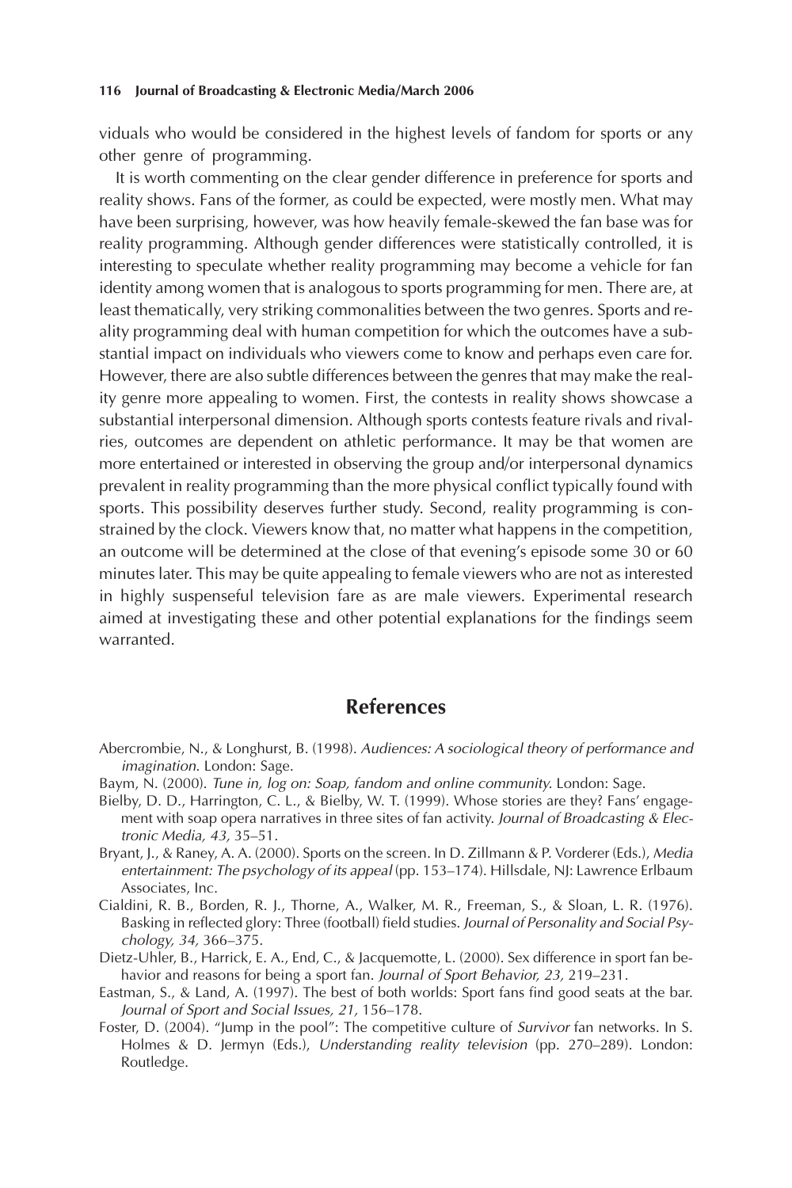viduals who would be considered in the highest levels of fandom for sports or any other genre of programming.

It is worth commenting on the clear gender difference in preference for sports and reality shows. Fans of the former, as could be expected, were mostly men. What may have been surprising, however, was how heavily female-skewed the fan base was for reality programming. Although gender differences were statistically controlled, it is interesting to speculate whether reality programming may become a vehicle for fan identity among women that is analogous to sports programming for men. There are, at least thematically, very striking commonalities between the two genres. Sports and reality programming deal with human competition for which the outcomes have a substantial impact on individuals who viewers come to know and perhaps even care for. However, there are also subtle differences between the genres that may make the reality genre more appealing to women. First, the contests in reality shows showcase a substantial interpersonal dimension. Although sports contests feature rivals and rivalries, outcomes are dependent on athletic performance. It may be that women are more entertained or interested in observing the group and/or interpersonal dynamics prevalent in reality programming than the more physical conflict typically found with sports. This possibility deserves further study. Second, reality programming is constrained by the clock. Viewers know that, no matter what happens in the competition, an outcome will be determined at the close of that evening's episode some 30 or 60 minutes later. This may be quite appealing to female viewers who are not as interested in highly suspenseful television fare as are male viewers. Experimental research aimed at investigating these and other potential explanations for the findings seem warranted.

## References

Abercrombie, N., & Longhurst, B. (1998). *Audiences: A sociological theory of performance and imagination.* London: Sage.

Baym, N. (2000). *Tune in, log on: Soap, fandom and online community.* London: Sage.

Bielby, D. D., Harrington, C. L., & Bielby, W. T. (1999). Whose stories are they? Fans' engagement with soap opera narratives in three sites of fan activity. *Journal of Broadcasting & Electronic Media, 43,* 35–51.

Bryant, J., & Raney, A. A. (2000). Sports on the screen. In D. Zillmann & P. Vorderer (Eds.), *Media entertainment: The psychology of its appeal* (pp. 153–174). Hillsdale, NJ: Lawrence Erlbaum Associates, Inc.

Cialdini, R. B., Borden, R. J., Thorne, A., Walker, M. R., Freeman, S., & Sloan, L. R. (1976). Basking in reflected glory: Three (football) field studies. *Journal of Personality and Social Psychology, 34,* 366–375.

Dietz-Uhler, B., Harrick, E. A., End, C., & Jacquemotte, L. (2000). Sex difference in sport fan behavior and reasons for being a sport fan. *Journal of Sport Behavior, 23,* 219–231.

Eastman, S., & Land, A. (1997). The best of both worlds: Sport fans find good seats at the bar. *Journal of Sport and Social Issues, 21,* 156–178.

Foster, D. (2004). "Jump in the pool": The competitive culture of *Survivor* fan networks. In S. Holmes & D. Jermyn (Eds.), *Understanding reality television* (pp. 270–289). London: Routledge.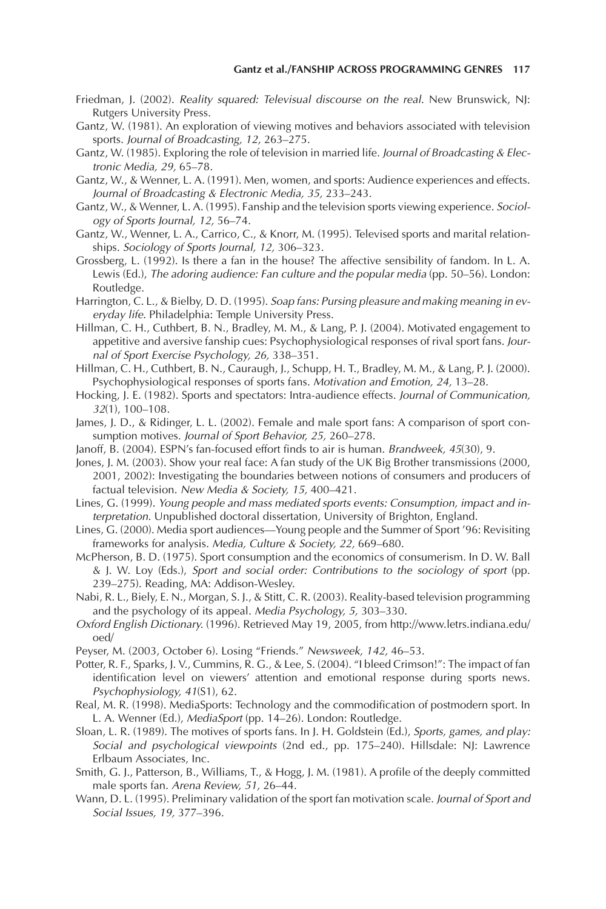Friedman, J. (2002). *Reality squared: Televisual discourse on the real*. New Brunswick, NJ: Rutgers University Press.

Gantz, W. (1981). An exploration of viewing motives and behaviors associated with television sports. *Journal of Broadcasting, 12,* 263–275.

Gantz, W. (1985). Exploring the role of television in married life. *Journal of Broadcasting & Electronic Media, 29,* 65–78.

Gantz, W., & Wenner, L. A. (1991). Men, women, and sports: Audience experiences and effects. *Journal of Broadcasting & Electronic Media, 35,* 233–243.

Gantz, W., & Wenner, L. A. (1995). Fanship and the television sports viewing experience. *Sociology of Sports Journal, 12,* 56–74.

Gantz, W., Wenner, L. A., Carrico, C., & Knorr, M. (1995). Televised sports and marital relationships. *Sociology of Sports Journal, 12,* 306–323.

Grossberg, L. (1992). Is there a fan in the house? The affective sensibility of fandom. In L. A. Lewis (Ed.), *The adoring audience: Fan culture and the popular media* (pp. 50–56). London: Routledge.

Harrington, C. L., & Bielby, D. D. (1995). *Soap fans: Pursing pleasure and making meaning in everyday life*. Philadelphia: Temple University Press.

Hillman, C. H., Cuthbert, B. N., Bradley, M. M., & Lang, P. J. (2004). Motivated engagement to appetitive and aversive fanship cues: Psychophysiological responses of rival sport fans. *Journal of Sport Exercise Psychology, 26,* 338–351.

Hillman, C. H., Cuthbert, B. N., Cauraugh, J., Schupp, H. T., Bradley, M. M., & Lang, P. J. (2000). Psychophysiological responses of sports fans. *Motivation and Emotion, 24,* 13–28.

Hocking, J. E. (1982). Sports and spectators: Intra-audience effects. *Journal of Communication, 32*(1), 100–108.

James, J. D., & Ridinger, L. L. (2002). Female and male sport fans: A comparison of sport consumption motives. *Journal of Sport Behavior, 25,* 260–278.

Janoff, B. (2004). ESPN's fan-focused effort finds to air is human. *Brandweek, 45*(30), 9.

Jones, J. M. (2003). Show your real face: A fan study of the UK Big Brother transmissions (2000, 2001, 2002): Investigating the boundaries between notions of consumers and producers of factual television. *New Media & Society, 15,* 400–421.

Lines, G. (1999). *Young people and mass mediated sports events: Consumption, impact and interpretation*. Unpublished doctoral dissertation, University of Brighton, England.

Lines, G. (2000). Media sport audiences—Young people and the Summer of Sport '96: Revisiting frameworks for analysis. *Media, Culture & Society, 22,* 669–680.

McPherson, B. D. (1975). Sport consumption and the economics of consumerism. In D. W. Ball & J. W. Loy (Eds.), *Sport and social order: Contributions to the sociology of sport* (pp. 239–275). Reading, MA: Addison-Wesley.

Nabi, R. L., Biely, E. N., Morgan, S. J., & Stitt, C. R. (2003). Reality-based television programming and the psychology of its appeal. *Media Psychology, 5,* 303–330.

*Oxford English Dictionary*. (1996). Retrieved May 19, 2005, from http://www.letrs.indiana.edu/oed/

Peyser, M. (2003, October 6). Losing "Friends." *Newsweek, 142,* 46–53.

Potter, R. F., Sparks, J. V., Cummins, R. G., & Lee, S. (2004). "I bleed Crimson!": The impact of fan identification level on viewers' attention and emotional response during sports news. *Psychophysiology, 41*(S1), 62.

Real, M. R. (1998). MediaSports: Technology and the commodification of postmodern sport. In L. A. Wenner (Ed.), *MediaSport* (pp. 14–26). London: Routledge.

Sloan, L. R. (1989). The motives of sports fans. In J. H. Goldstein (Ed.), *Sports, games, and play: Social and psychological viewpoints* (2nd ed., pp. 175–240). Hillsdale: NJ: Lawrence Erlbaum Associates, Inc.

Smith, G. J., Patterson, B., Williams, T., & Hogg, J. M. (1981). A profile of the deeply committed male sports fan. *Arena Review, 51,* 26–44.

Wann, D. L. (1995). Preliminary validation of the sport fan motivation scale. *Journal of Sport and Social Issues, 19,* 377–396.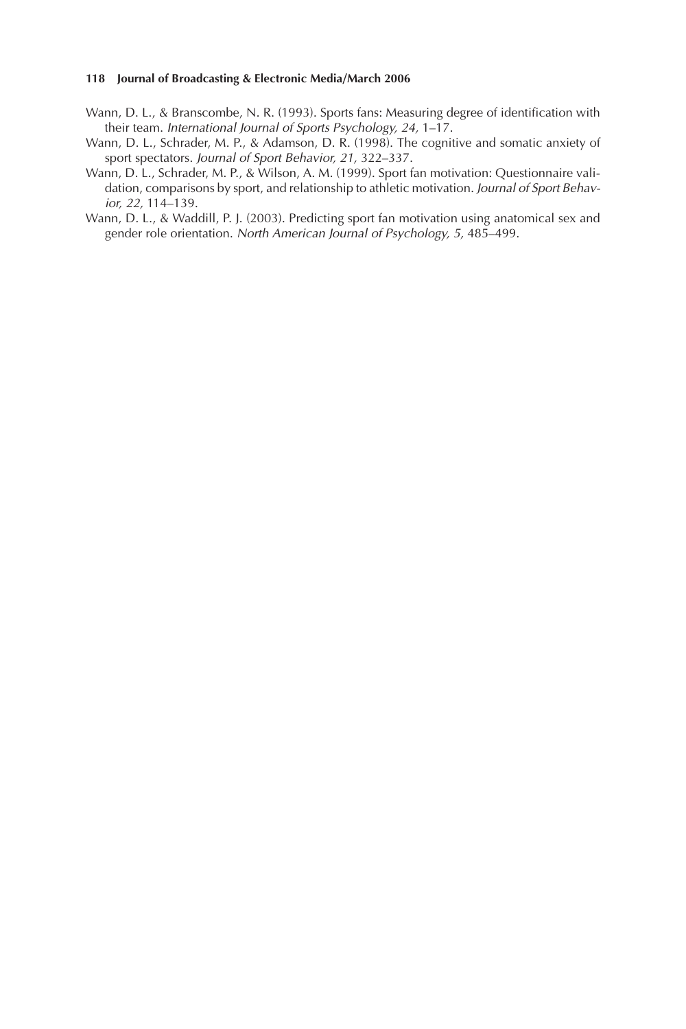Wann, D. L., & Branscombe, N. R. (1993). Sports fans: Measuring degree of identification with their team. *International Journal of Sports Psychology, 24,* 1–17.

Wann, D. L., Schrader, M. P., & Adamson, D. R. (1998). The cognitive and somatic anxiety of sport spectators. *Journal of Sport Behavior, 21,* 322–337.

Wann, D. L., Schrader, M. P., & Wilson, A. M. (1999). Sport fan motivation: Questionnaire validation, comparisons by sport, and relationship to athletic motivation. *Journal of Sport Behavior, 22,* 114–139.

Wann, D. L., & Waddill, P. J. (2003). Predicting sport fan motivation using anatomical sex and gender role orientation. *North American Journal of Psychology, 5,* 485–499.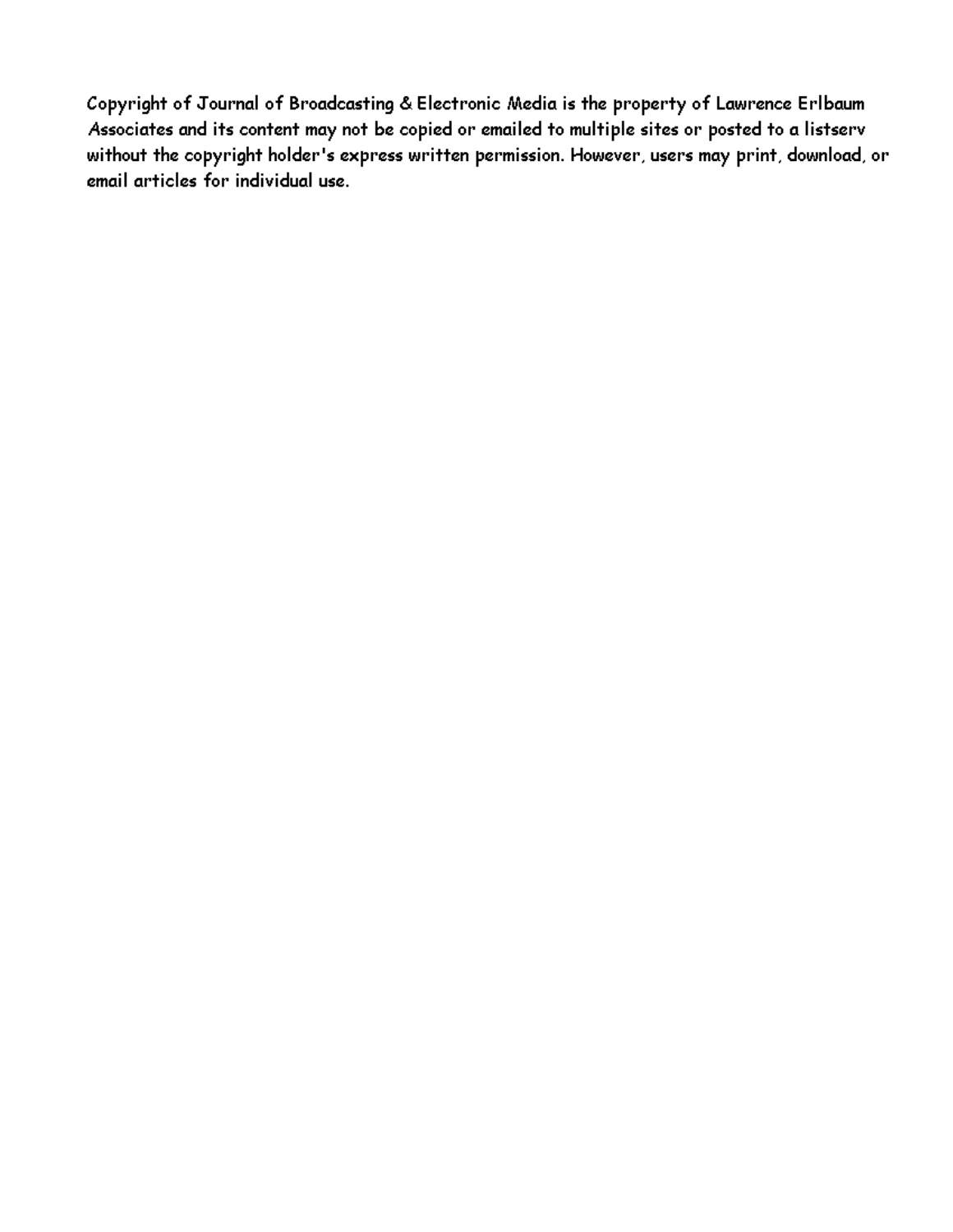Copyright of Journal of Broadcasting & Electronic Media is the property of Lawrence Erlbaum Associates and its content may not be copied or emailed to multiple sites or posted to a listserv without the copyright holder's express written permission. However, users may print, download, or email articles for individual use.